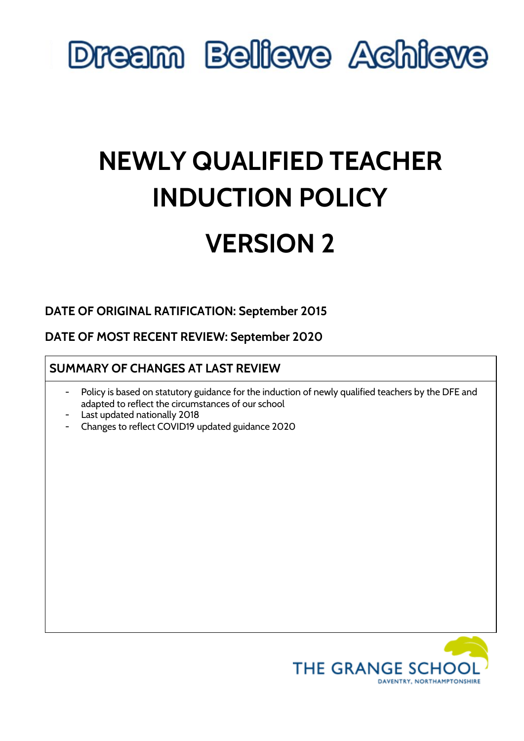Dream Believe Achieve

# NEWLY QUALIFIED TEACHER INDUCTION POLICY

# VERSION 2

**DATE OF ORIGINAL RATIFICATION: September 2015**

**DATE OF MOST RECENT REVIEW: September 2020**

**SUMMARY OF CHANGES AT LAST REVIEW**

- Policy is based on statutory guidance for the induction of newly qualified teachers by the DFE and adapted to reflect the circumstances of our school
- Last updated nationally 2018
- Changes to reflect COVID19 updated guidance 2020

THE GRANGE SCHOOL
DAVENTRY, NORTHAMPTONSHIRE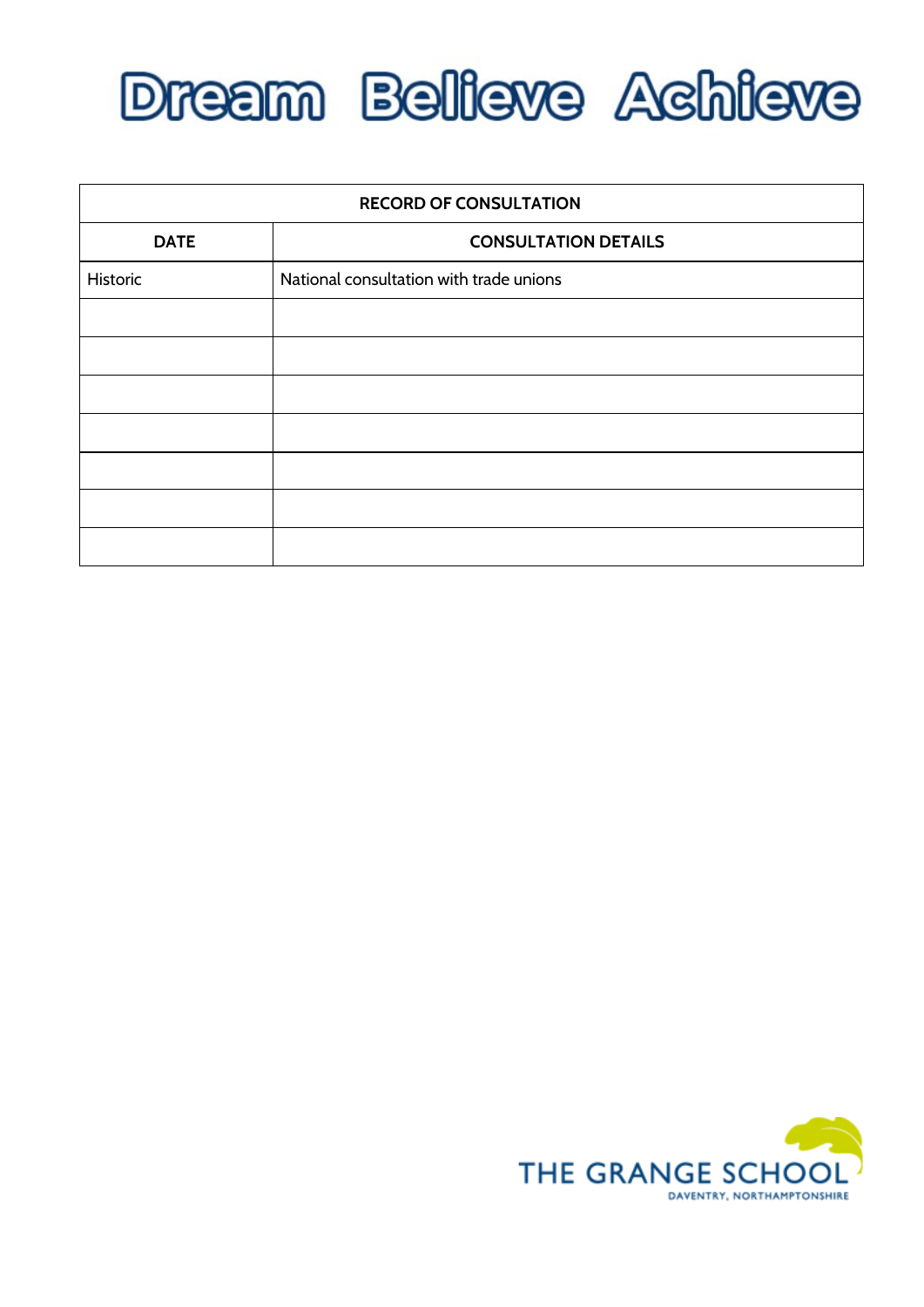Dream Believe Achieve

| RECORD OF CONSULTATION | |
|---|---|
| **DATE** | **CONSULTATION DETAILS** |
| Historic | National consultation with trade unions |
| | |
| | |
| | |
| | |
| | |
| | |
| | |

THE GRANGE SCHOOL
DAVENTRY, NORTHAMPTONSHIRE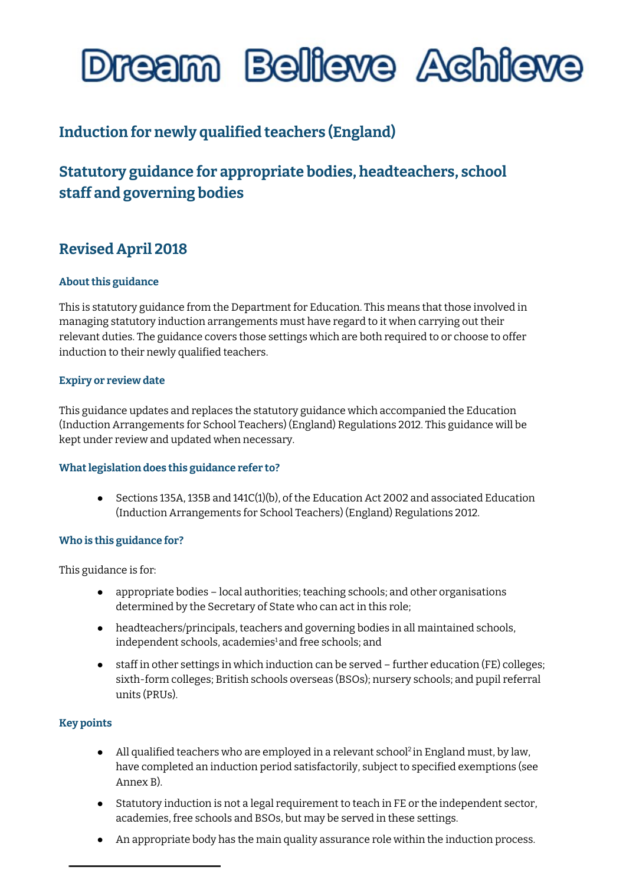# Dream Believe Achieve

## Induction for newly qualified teachers (England)

## Statutory guidance for appropriate bodies, headteachers, school staff and governing bodies

## Revised April 2018

### About this guidance

This is statutory guidance from the Department for Education. This means that those involved in managing statutory induction arrangements must have regard to it when carrying out their relevant duties. The guidance covers those settings which are both required to or choose to offer induction to their newly qualified teachers.

### Expiry or review date

This guidance updates and replaces the statutory guidance which accompanied the Education (Induction Arrangements for School Teachers) (England) Regulations 2012. This guidance will be kept under review and updated when necessary.

### What legislation does this guidance refer to?

- Sections 135A, 135B and 141C(1)(b), of the Education Act 2002 and associated Education (Induction Arrangements for School Teachers) (England) Regulations 2012.

### Who is this guidance for?

This guidance is for:

- appropriate bodies – local authorities; teaching schools; and other organisations determined by the Secretary of State who can act in this role;
- headteachers/principals, teachers and governing bodies in all maintained schools, independent schools, academies[1] and free schools; and
- staff in other settings in which induction can be served – further education (FE) colleges; sixth-form colleges; British schools overseas (BSOs); nursery schools; and pupil referral units (PRUs).

### Key points

- All qualified teachers who are employed in a relevant school[2] in England must, by law, have completed an induction period satisfactorily, subject to specified exemptions (see Annex B).
- Statutory induction is not a legal requirement to teach in FE or the independent sector, academies, free schools and BSOs, but may be served in these settings.
- An appropriate body has the main quality assurance role within the induction process.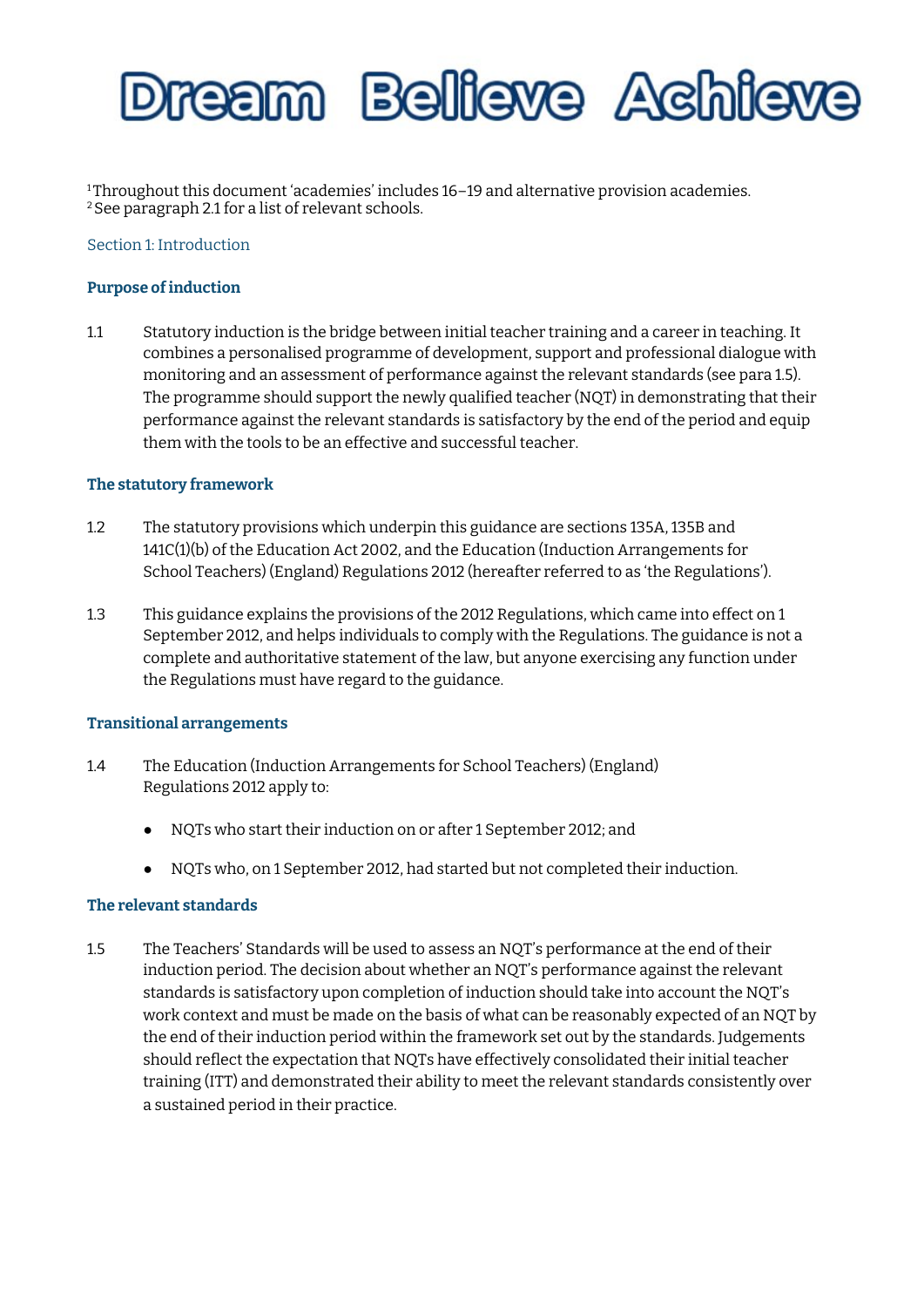# Dream Believe Achieve

[1] Throughout this document 'academies' includes 16–19 and alternative provision academies.
[2] See paragraph 2.1 for a list of relevant schools.

## Section 1: Introduction

### Purpose of induction

1.1 Statutory induction is the bridge between initial teacher training and a career in teaching. It combines a personalised programme of development, support and professional dialogue with monitoring and an assessment of performance against the relevant standards (see para 1.5). The programme should support the newly qualified teacher (NQT) in demonstrating that their performance against the relevant standards is satisfactory by the end of the period and equip them with the tools to be an effective and successful teacher.

### The statutory framework

1.2 The statutory provisions which underpin this guidance are sections 135A, 135B and 141C(1)(b) of the Education Act 2002, and the Education (Induction Arrangements for School Teachers) (England) Regulations 2012 (hereafter referred to as 'the Regulations').

1.3 This guidance explains the provisions of the 2012 Regulations, which came into effect on 1 September 2012, and helps individuals to comply with the Regulations. The guidance is not a complete and authoritative statement of the law, but anyone exercising any function under the Regulations must have regard to the guidance.

### Transitional arrangements

1.4 The Education (Induction Arrangements for School Teachers) (England) Regulations 2012 apply to:

- NQTs who start their induction on or after 1 September 2012; and
- NQTs who, on 1 September 2012, had started but not completed their induction.

### The relevant standards

1.5 The Teachers' Standards will be used to assess an NQT's performance at the end of their induction period. The decision about whether an NQT's performance against the relevant standards is satisfactory upon completion of induction should take into account the NQT's work context and must be made on the basis of what can be reasonably expected of an NQT by the end of their induction period within the framework set out by the standards. Judgements should reflect the expectation that NQTs have effectively consolidated their initial teacher training (ITT) and demonstrated their ability to meet the relevant standards consistently over a sustained period in their practice.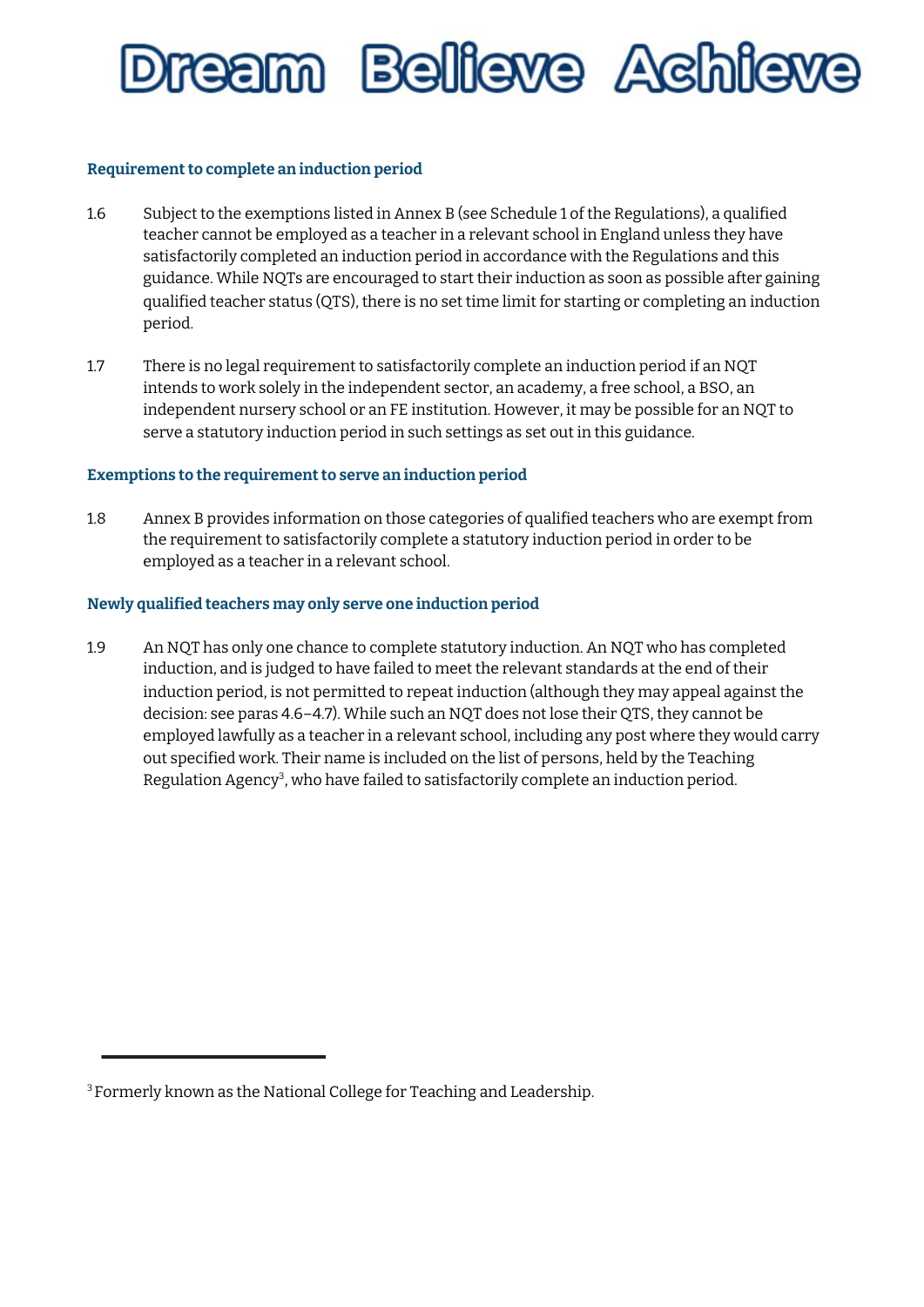### Requirement to complete an induction period

1.6 Subject to the exemptions listed in Annex B (see Schedule 1 of the Regulations), a qualified teacher cannot be employed as a teacher in a relevant school in England unless they have satisfactorily completed an induction period in accordance with the Regulations and this guidance. While NQTs are encouraged to start their induction as soon as possible after gaining qualified teacher status (QTS), there is no set time limit for starting or completing an induction period.

1.7 There is no legal requirement to satisfactorily complete an induction period if an NQT intends to work solely in the independent sector, an academy, a free school, a BSO, an independent nursery school or an FE institution. However, it may be possible for an NQT to serve a statutory induction period in such settings as set out in this guidance.

### Exemptions to the requirement to serve an induction period

1.8 Annex B provides information on those categories of qualified teachers who are exempt from the requirement to satisfactorily complete a statutory induction period in order to be employed as a teacher in a relevant school.

### Newly qualified teachers may only serve one induction period

1.9 An NQT has only one chance to complete statutory induction. An NQT who has completed induction, and is judged to have failed to meet the relevant standards at the end of their induction period, is not permitted to repeat induction (although they may appeal against the decision: see paras 4.6–4.7). While such an NQT does not lose their QTS, they cannot be employed lawfully as a teacher in a relevant school, including any post where they would carry out specified work. Their name is included on the list of persons, held by the Teaching Regulation Agency[3], who have failed to satisfactorily complete an induction period.

[3] Formerly known as the National College for Teaching and Leadership.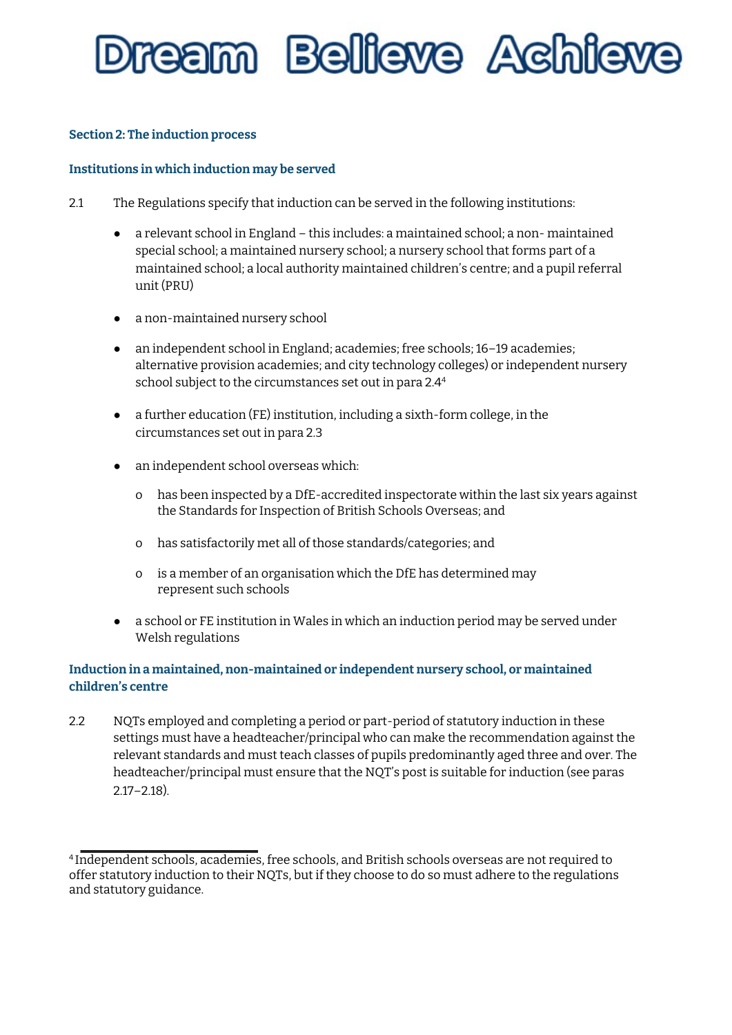## Section 2: The induction process

### Institutions in which induction may be served

2.1 The Regulations specify that induction can be served in the following institutions:

- a relevant school in England – this includes: a maintained school; a non- maintained special school; a maintained nursery school; a nursery school that forms part of a maintained school; a local authority maintained children's centre; and a pupil referral unit (PRU)
- a non-maintained nursery school
- an independent school in England; academies; free schools; 16–19 academies; alternative provision academies; and city technology colleges) or independent nursery school subject to the circumstances set out in para 2.4[4]
- a further education (FE) institution, including a sixth-form college, in the circumstances set out in para 2.3
- an independent school overseas which:
  - has been inspected by a DfE-accredited inspectorate within the last six years against the Standards for Inspection of British Schools Overseas; and
  - has satisfactorily met all of those standards/categories; and
  - is a member of an organisation which the DfE has determined may represent such schools
- a school or FE institution in Wales in which an induction period may be served under Welsh regulations

### Induction in a maintained, non-maintained or independent nursery school, or maintained children's centre

2.2 NQTs employed and completing a period or part-period of statutory induction in these settings must have a headteacher/principal who can make the recommendation against the relevant standards and must teach classes of pupils predominantly aged three and over. The headteacher/principal must ensure that the NQT's post is suitable for induction (see paras 2.17–2.18).

---

[4] Independent schools, academies, free schools, and British schools overseas are not required to offer statutory induction to their NQTs, but if they choose to do so must adhere to the regulations and statutory guidance.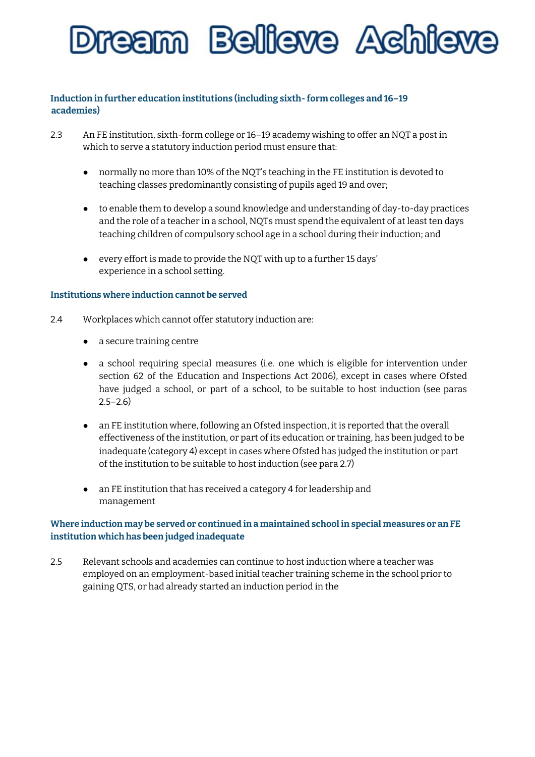### Induction in further education institutions (including sixth- form colleges and 16–19 academies)

2.3 An FE institution, sixth-form college or 16–19 academy wishing to offer an NQT a post in which to serve a statutory induction period must ensure that:

- normally no more than 10% of the NQT's teaching in the FE institution is devoted to teaching classes predominantly consisting of pupils aged 19 and over;
- to enable them to develop a sound knowledge and understanding of day-to-day practices and the role of a teacher in a school, NQTs must spend the equivalent of at least ten days teaching children of compulsory school age in a school during their induction; and
- every effort is made to provide the NQT with up to a further 15 days' experience in a school setting.

### Institutions where induction cannot be served

2.4 Workplaces which cannot offer statutory induction are:

- a secure training centre
- a school requiring special measures (i.e. one which is eligible for intervention under section 62 of the Education and Inspections Act 2006), except in cases where Ofsted have judged a school, or part of a school, to be suitable to host induction (see paras 2.5–2.6)
- an FE institution where, following an Ofsted inspection, it is reported that the overall effectiveness of the institution, or part of its education or training, has been judged to be inadequate (category 4) except in cases where Ofsted has judged the institution or part of the institution to be suitable to host induction (see para 2.7)
- an FE institution that has received a category 4 for leadership and management

### Where induction may be served or continued in a maintained school in special measures or an FE institution which has been judged inadequate

2.5 Relevant schools and academies can continue to host induction where a teacher was employed on an employment-based initial teacher training scheme in the school prior to gaining QTS, or had already started an induction period in the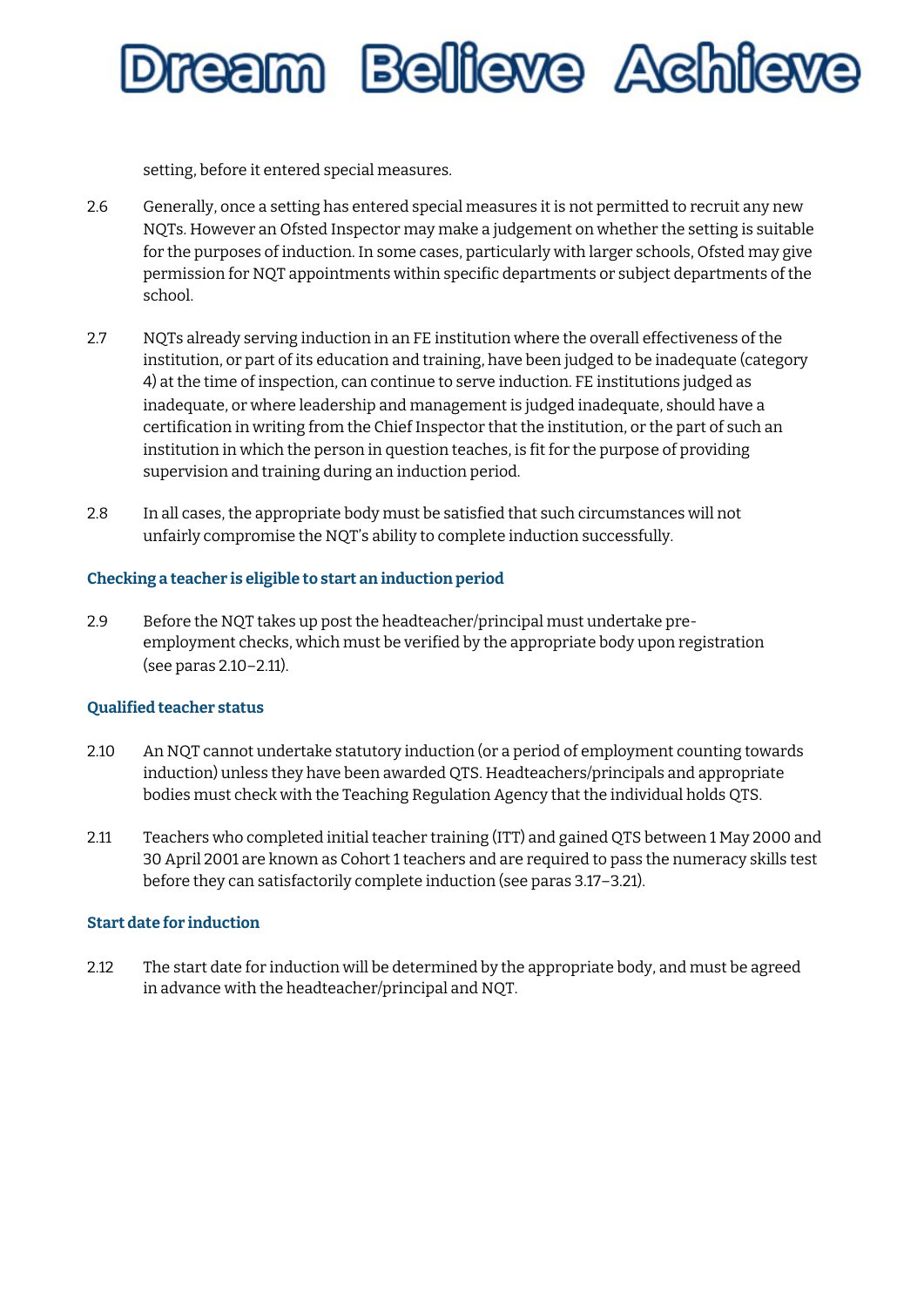setting, before it entered special measures.

2.6 Generally, once a setting has entered special measures it is not permitted to recruit any new NQTs. However an Ofsted Inspector may make a judgement on whether the setting is suitable for the purposes of induction. In some cases, particularly with larger schools, Ofsted may give permission for NQT appointments within specific departments or subject departments of the school.

2.7 NQTs already serving induction in an FE institution where the overall effectiveness of the institution, or part of its education and training, have been judged to be inadequate (category 4) at the time of inspection, can continue to serve induction. FE institutions judged as inadequate, or where leadership and management is judged inadequate, should have a certification in writing from the Chief Inspector that the institution, or the part of such an institution in which the person in question teaches, is fit for the purpose of providing supervision and training during an induction period.

2.8 In all cases, the appropriate body must be satisfied that such circumstances will not unfairly compromise the NQT's ability to complete induction successfully.

### Checking a teacher is eligible to start an induction period

2.9 Before the NQT takes up post the headteacher/principal must undertake pre-employment checks, which must be verified by the appropriate body upon registration (see paras 2.10–2.11).

### Qualified teacher status

2.10 An NQT cannot undertake statutory induction (or a period of employment counting towards induction) unless they have been awarded QTS. Headteachers/principals and appropriate bodies must check with the Teaching Regulation Agency that the individual holds QTS.

2.11 Teachers who completed initial teacher training (ITT) and gained QTS between 1 May 2000 and 30 April 2001 are known as Cohort 1 teachers and are required to pass the numeracy skills test before they can satisfactorily complete induction (see paras 3.17–3.21).

### Start date for induction

2.12 The start date for induction will be determined by the appropriate body, and must be agreed in advance with the headteacher/principal and NQT.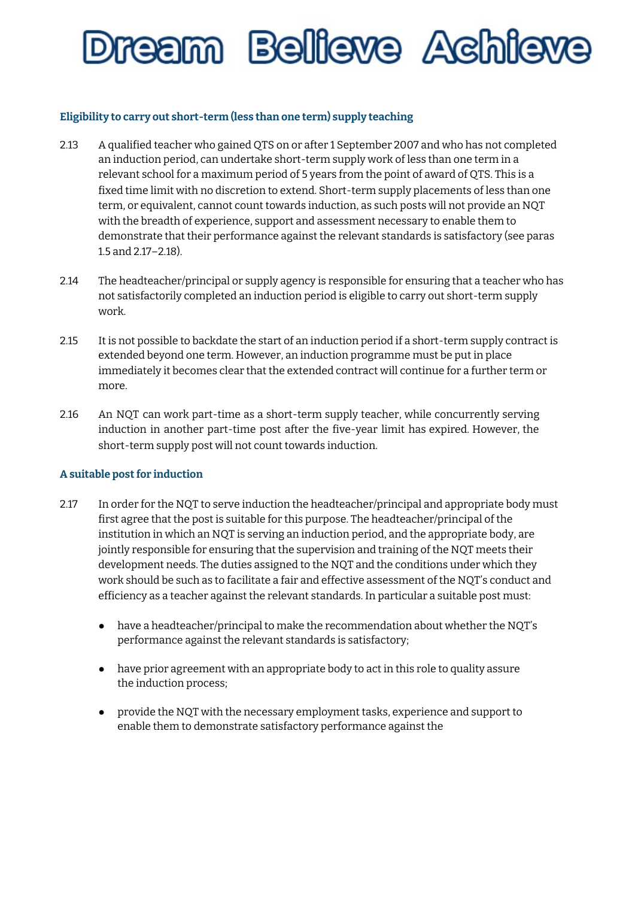### Eligibility to carry out short-term (less than one term) supply teaching

2.13 A qualified teacher who gained QTS on or after 1 September 2007 and who has not completed an induction period, can undertake short-term supply work of less than one term in a relevant school for a maximum period of 5 years from the point of award of QTS. This is a fixed time limit with no discretion to extend. Short-term supply placements of less than one term, or equivalent, cannot count towards induction, as such posts will not provide an NQT with the breadth of experience, support and assessment necessary to enable them to demonstrate that their performance against the relevant standards is satisfactory (see paras 1.5 and 2.17–2.18).

2.14 The headteacher/principal or supply agency is responsible for ensuring that a teacher who has not satisfactorily completed an induction period is eligible to carry out short-term supply work.

2.15 It is not possible to backdate the start of an induction period if a short-term supply contract is extended beyond one term. However, an induction programme must be put in place immediately it becomes clear that the extended contract will continue for a further term or more.

2.16 An NQT can work part-time as a short-term supply teacher, while concurrently serving induction in another part-time post after the five-year limit has expired. However, the short-term supply post will not count towards induction.

### A suitable post for induction

2.17 In order for the NQT to serve induction the headteacher/principal and appropriate body must first agree that the post is suitable for this purpose. The headteacher/principal of the institution in which an NQT is serving an induction period, and the appropriate body, are jointly responsible for ensuring that the supervision and training of the NQT meets their development needs. The duties assigned to the NQT and the conditions under which they work should be such as to facilitate a fair and effective assessment of the NQT's conduct and efficiency as a teacher against the relevant standards. In particular a suitable post must:

- have a headteacher/principal to make the recommendation about whether the NQT's performance against the relevant standards is satisfactory;
- have prior agreement with an appropriate body to act in this role to quality assure the induction process;
- provide the NQT with the necessary employment tasks, experience and support to enable them to demonstrate satisfactory performance against the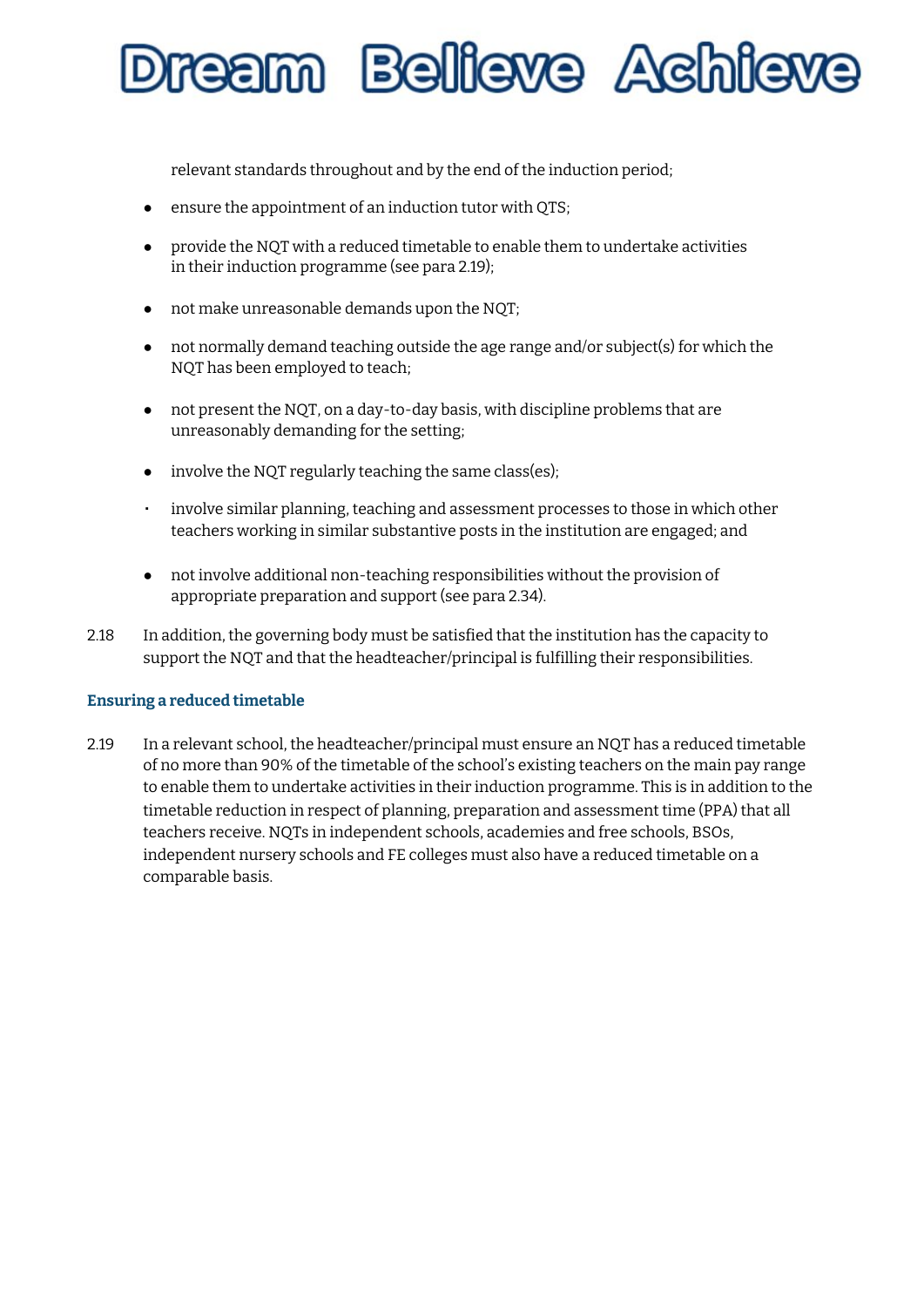relevant standards throughout and by the end of the induction period;

- ensure the appointment of an induction tutor with QTS;
- provide the NQT with a reduced timetable to enable them to undertake activities in their induction programme (see para 2.19);
- not make unreasonable demands upon the NQT;
- not normally demand teaching outside the age range and/or subject(s) for which the NQT has been employed to teach;
- not present the NQT, on a day-to-day basis, with discipline problems that are unreasonably demanding for the setting;
- involve the NQT regularly teaching the same class(es);
- involve similar planning, teaching and assessment processes to those in which other teachers working in similar substantive posts in the institution are engaged; and
- not involve additional non-teaching responsibilities without the provision of appropriate preparation and support (see para 2.34).

2.18 In addition, the governing body must be satisfied that the institution has the capacity to support the NQT and that the headteacher/principal is fulfilling their responsibilities.

**Ensuring a reduced timetable**

2.19 In a relevant school, the headteacher/principal must ensure an NQT has a reduced timetable of no more than 90% of the timetable of the school's existing teachers on the main pay range to enable them to undertake activities in their induction programme. This is in addition to the timetable reduction in respect of planning, preparation and assessment time (PPA) that all teachers receive. NQTs in independent schools, academies and free schools, BSOs, independent nursery schools and FE colleges must also have a reduced timetable on a comparable basis.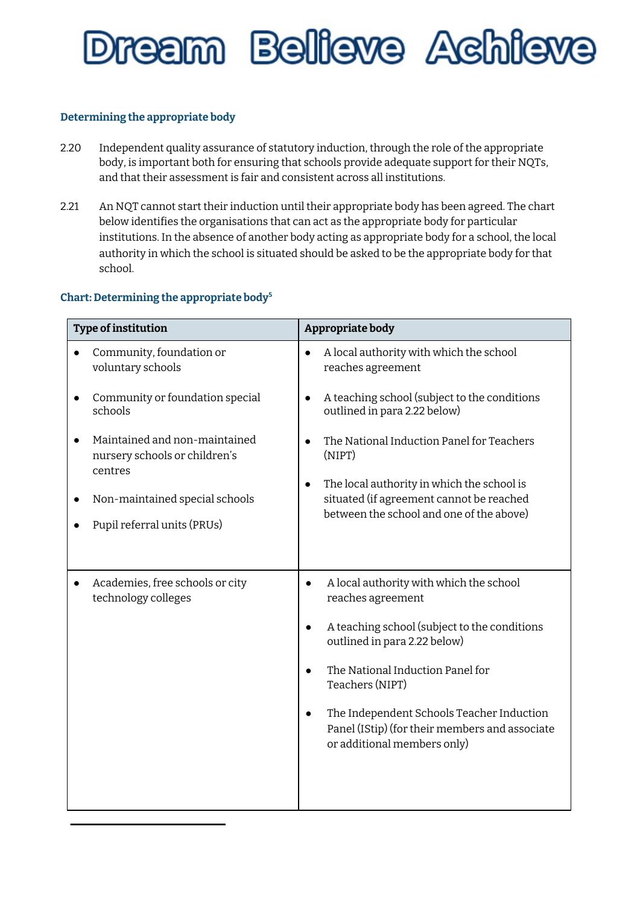### Determining the appropriate body

2.20 Independent quality assurance of statutory induction, through the role of the appropriate body, is important both for ensuring that schools provide adequate support for their NQTs, and that their assessment is fair and consistent across all institutions.

2.21 An NQT cannot start their induction until their appropriate body has been agreed. The chart below identifies the organisations that can act as the appropriate body for particular institutions. In the absence of another body acting as appropriate body for a school, the local authority in which the school is situated should be asked to be the appropriate body for that school.

### Chart: Determining the appropriate body[5]

| Type of institution | Appropriate body |
|---|---|
| • Community, foundation or voluntary schools<br>• Community or foundation special schools<br>• Maintained and non-maintained nursery schools or children's centres<br>• Non-maintained special schools<br>• Pupil referral units (PRUs) | • A local authority with which the school reaches agreement<br>• A teaching school (subject to the conditions outlined in para 2.22 below)<br>• The National Induction Panel for Teachers (NIPT)<br>• The local authority in which the school is situated (if agreement cannot be reached between the school and one of the above) |
| • Academies, free schools or city technology colleges | • A local authority with which the school reaches agreement<br>• A teaching school (subject to the conditions outlined in para 2.22 below)<br>• The National Induction Panel for Teachers (NIPT)<br>• The Independent Schools Teacher Induction Panel (IStip) (for their members and associate or additional members only) |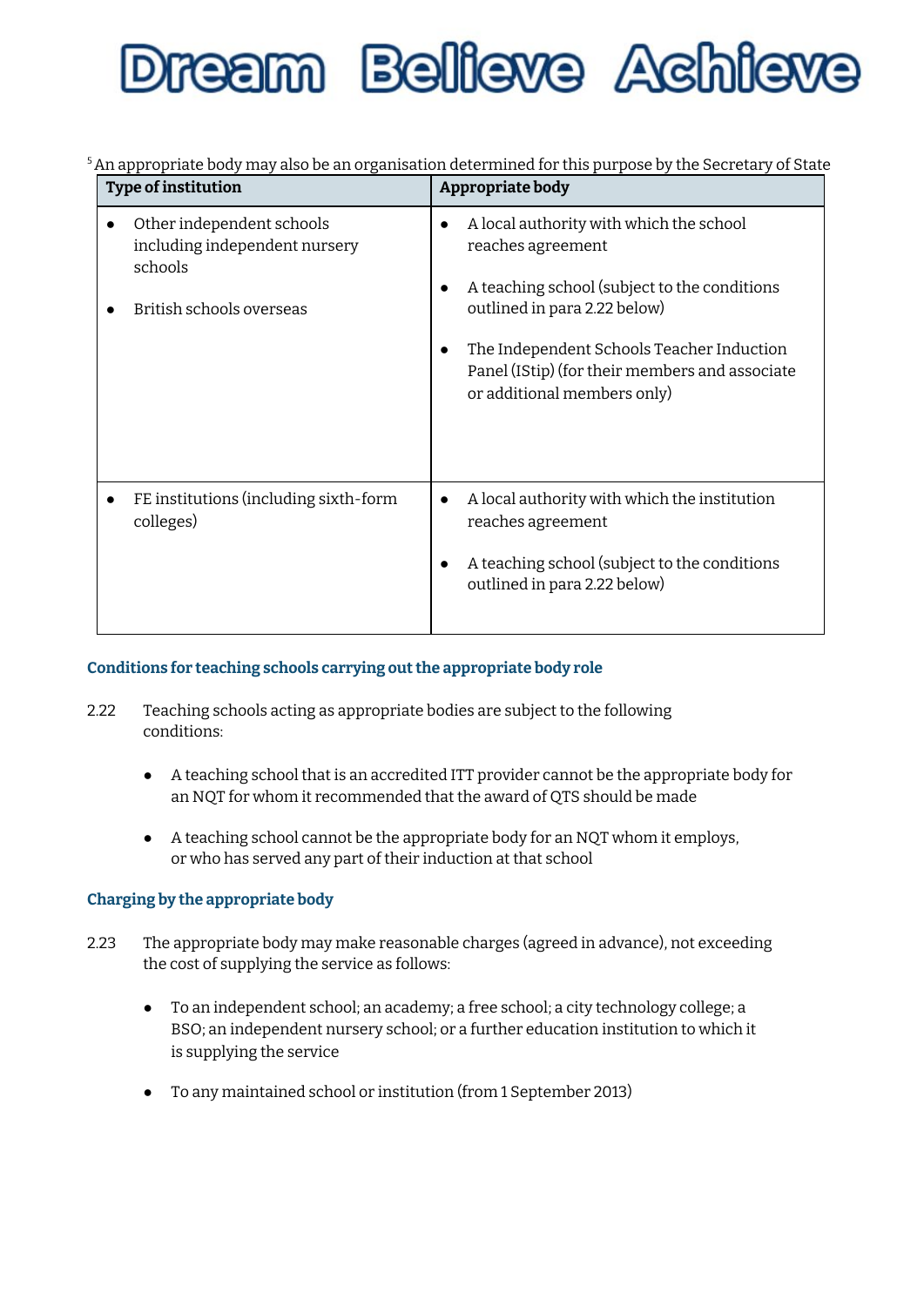[5] An appropriate body may also be an organisation determined for this purpose by the Secretary of State

| Type of institution | Appropriate body |
|---|---|
| • Other independent schools including independent nursery schools<br>• British schools overseas | • A local authority with which the school reaches agreement<br>• A teaching school (subject to the conditions outlined in para 2.22 below)<br>• The Independent Schools Teacher Induction Panel (IStip) (for their members and associate or additional members only) |
| • FE institutions (including sixth-form colleges) | • A local authority with which the institution reaches agreement<br>• A teaching school (subject to the conditions outlined in para 2.22 below) |

### Conditions for teaching schools carrying out the appropriate body role

2.22 Teaching schools acting as appropriate bodies are subject to the following conditions:

- A teaching school that is an accredited ITT provider cannot be the appropriate body for an NQT for whom it recommended that the award of QTS should be made
- A teaching school cannot be the appropriate body for an NQT whom it employs, or who has served any part of their induction at that school

### Charging by the appropriate body

2.23 The appropriate body may make reasonable charges (agreed in advance), not exceeding the cost of supplying the service as follows:

- To an independent school; an academy; a free school; a city technology college; a BSO; an independent nursery school; or a further education institution to which it is supplying the service
- To any maintained school or institution (from 1 September 2013)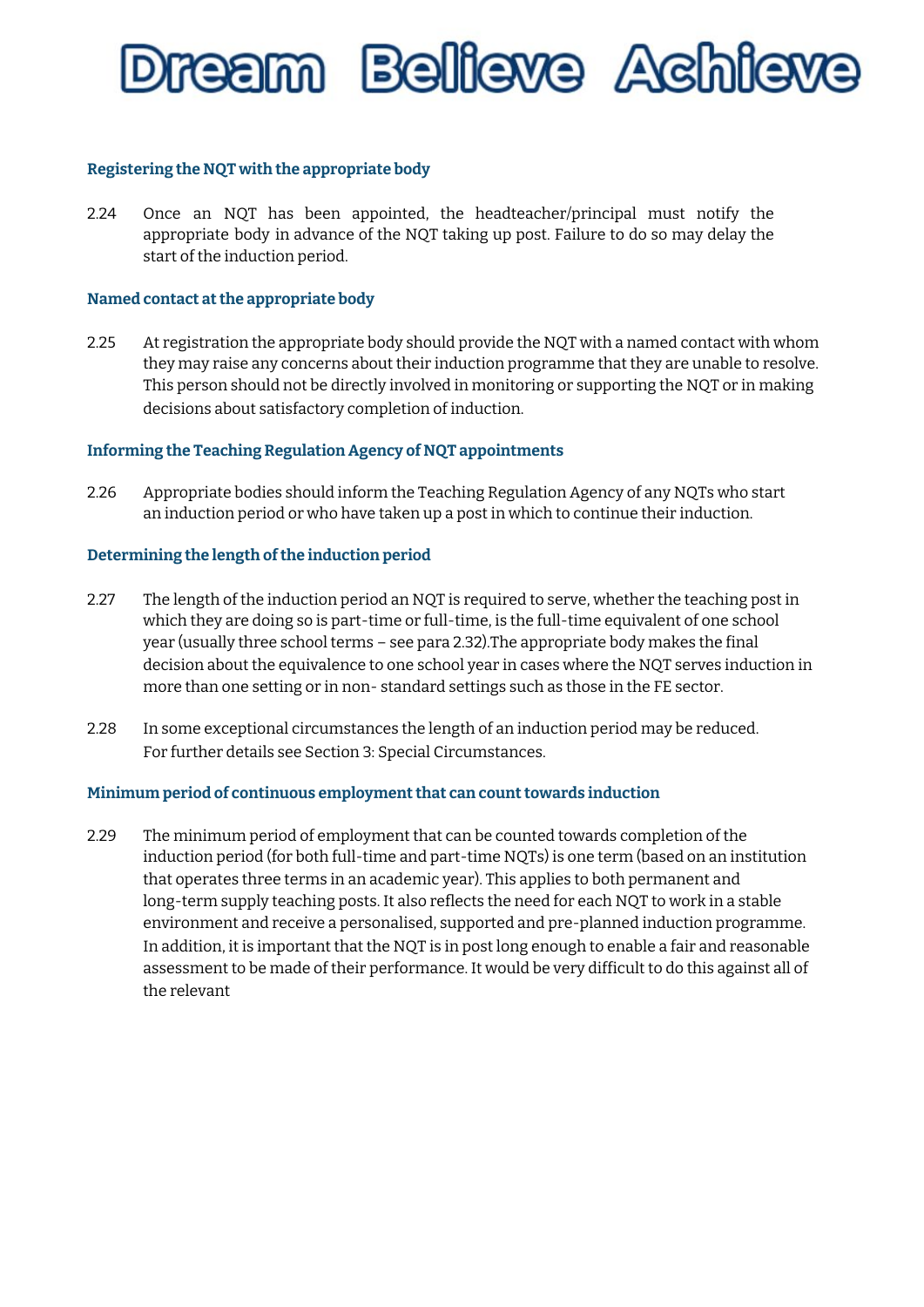### Registering the NQT with the appropriate body

2.24 Once an NQT has been appointed, the headteacher/principal must notify the appropriate body in advance of the NQT taking up post. Failure to do so may delay the start of the induction period.

### Named contact at the appropriate body

2.25 At registration the appropriate body should provide the NQT with a named contact with whom they may raise any concerns about their induction programme that they are unable to resolve. This person should not be directly involved in monitoring or supporting the NQT or in making decisions about satisfactory completion of induction.

### Informing the Teaching Regulation Agency of NQT appointments

2.26 Appropriate bodies should inform the Teaching Regulation Agency of any NQTs who start an induction period or who have taken up a post in which to continue their induction.

### Determining the length of the induction period

2.27 The length of the induction period an NQT is required to serve, whether the teaching post in which they are doing so is part-time or full-time, is the full-time equivalent of one school year (usually three school terms – see para 2.32).The appropriate body makes the final decision about the equivalence to one school year in cases where the NQT serves induction in more than one setting or in non- standard settings such as those in the FE sector.

2.28 In some exceptional circumstances the length of an induction period may be reduced. For further details see Section 3: Special Circumstances.

### Minimum period of continuous employment that can count towards induction

2.29 The minimum period of employment that can be counted towards completion of the induction period (for both full-time and part-time NQTs) is one term (based on an institution that operates three terms in an academic year). This applies to both permanent and long-term supply teaching posts. It also reflects the need for each NQT to work in a stable environment and receive a personalised, supported and pre-planned induction programme. In addition, it is important that the NQT is in post long enough to enable a fair and reasonable assessment to be made of their performance. It would be very difficult to do this against all of the relevant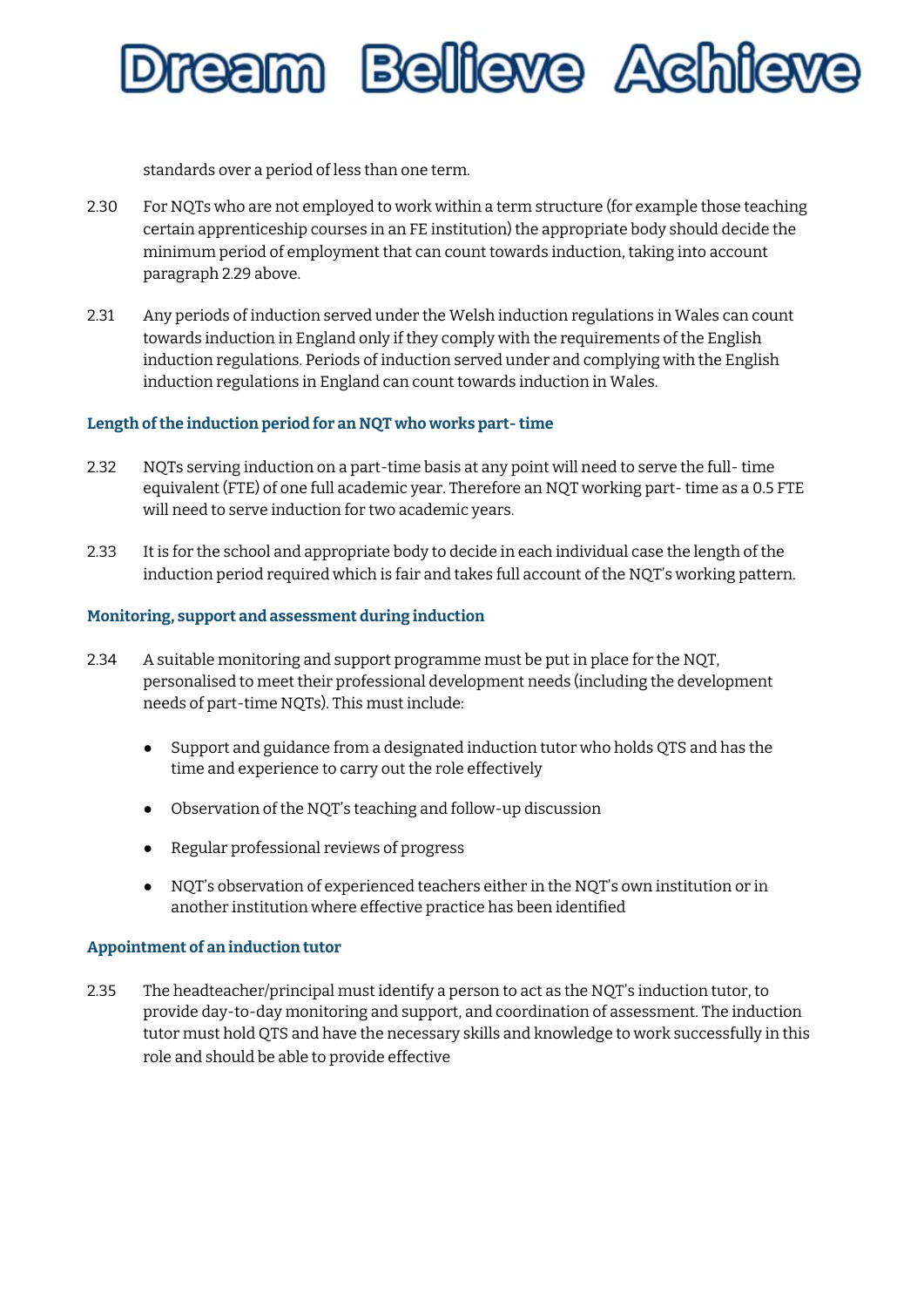standards over a period of less than one term.

2.30 For NQTs who are not employed to work within a term structure (for example those teaching certain apprenticeship courses in an FE institution) the appropriate body should decide the minimum period of employment that can count towards induction, taking into account paragraph 2.29 above.

2.31 Any periods of induction served under the Welsh induction regulations in Wales can count towards induction in England only if they comply with the requirements of the English induction regulations. Periods of induction served under and complying with the English induction regulations in England can count towards induction in Wales.

### Length of the induction period for an NQT who works part- time

2.32 NQTs serving induction on a part-time basis at any point will need to serve the full- time equivalent (FTE) of one full academic year. Therefore an NQT working part- time as a 0.5 FTE will need to serve induction for two academic years.

2.33 It is for the school and appropriate body to decide in each individual case the length of the induction period required which is fair and takes full account of the NQT's working pattern.

### Monitoring, support and assessment during induction

2.34 A suitable monitoring and support programme must be put in place for the NQT, personalised to meet their professional development needs (including the development needs of part-time NQTs). This must include:

- Support and guidance from a designated induction tutor who holds QTS and has the time and experience to carry out the role effectively
- Observation of the NQT's teaching and follow-up discussion
- Regular professional reviews of progress
- NQT's observation of experienced teachers either in the NQT's own institution or in another institution where effective practice has been identified

### Appointment of an induction tutor

2.35 The headteacher/principal must identify a person to act as the NQT's induction tutor, to provide day-to-day monitoring and support, and coordination of assessment. The induction tutor must hold QTS and have the necessary skills and knowledge to work successfully in this role and should be able to provide effective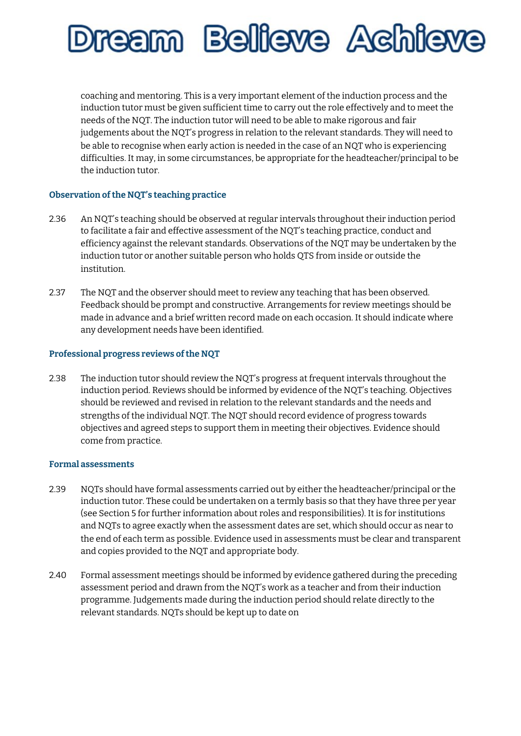coaching and mentoring. This is a very important element of the induction process and the induction tutor must be given sufficient time to carry out the role effectively and to meet the needs of the NQT. The induction tutor will need to be able to make rigorous and fair judgements about the NQT's progress in relation to the relevant standards. They will need to be able to recognise when early action is needed in the case of an NQT who is experiencing difficulties. It may, in some circumstances, be appropriate for the headteacher/principal to be the induction tutor.

### Observation of the NQT's teaching practice

2.36 An NQT's teaching should be observed at regular intervals throughout their induction period to facilitate a fair and effective assessment of the NQT's teaching practice, conduct and efficiency against the relevant standards. Observations of the NQT may be undertaken by the induction tutor or another suitable person who holds QTS from inside or outside the institution.

2.37 The NQT and the observer should meet to review any teaching that has been observed. Feedback should be prompt and constructive. Arrangements for review meetings should be made in advance and a brief written record made on each occasion. It should indicate where any development needs have been identified.

### Professional progress reviews of the NQT

2.38 The induction tutor should review the NQT's progress at frequent intervals throughout the induction period. Reviews should be informed by evidence of the NQT's teaching. Objectives should be reviewed and revised in relation to the relevant standards and the needs and strengths of the individual NQT. The NQT should record evidence of progress towards objectives and agreed steps to support them in meeting their objectives. Evidence should come from practice.

### Formal assessments

2.39 NQTs should have formal assessments carried out by either the headteacher/principal or the induction tutor. These could be undertaken on a termly basis so that they have three per year (see Section 5 for further information about roles and responsibilities). It is for institutions and NQTs to agree exactly when the assessment dates are set, which should occur as near to the end of each term as possible. Evidence used in assessments must be clear and transparent and copies provided to the NQT and appropriate body.

2.40 Formal assessment meetings should be informed by evidence gathered during the preceding assessment period and drawn from the NQT's work as a teacher and from their induction programme. Judgements made during the induction period should relate directly to the relevant standards. NQTs should be kept up to date on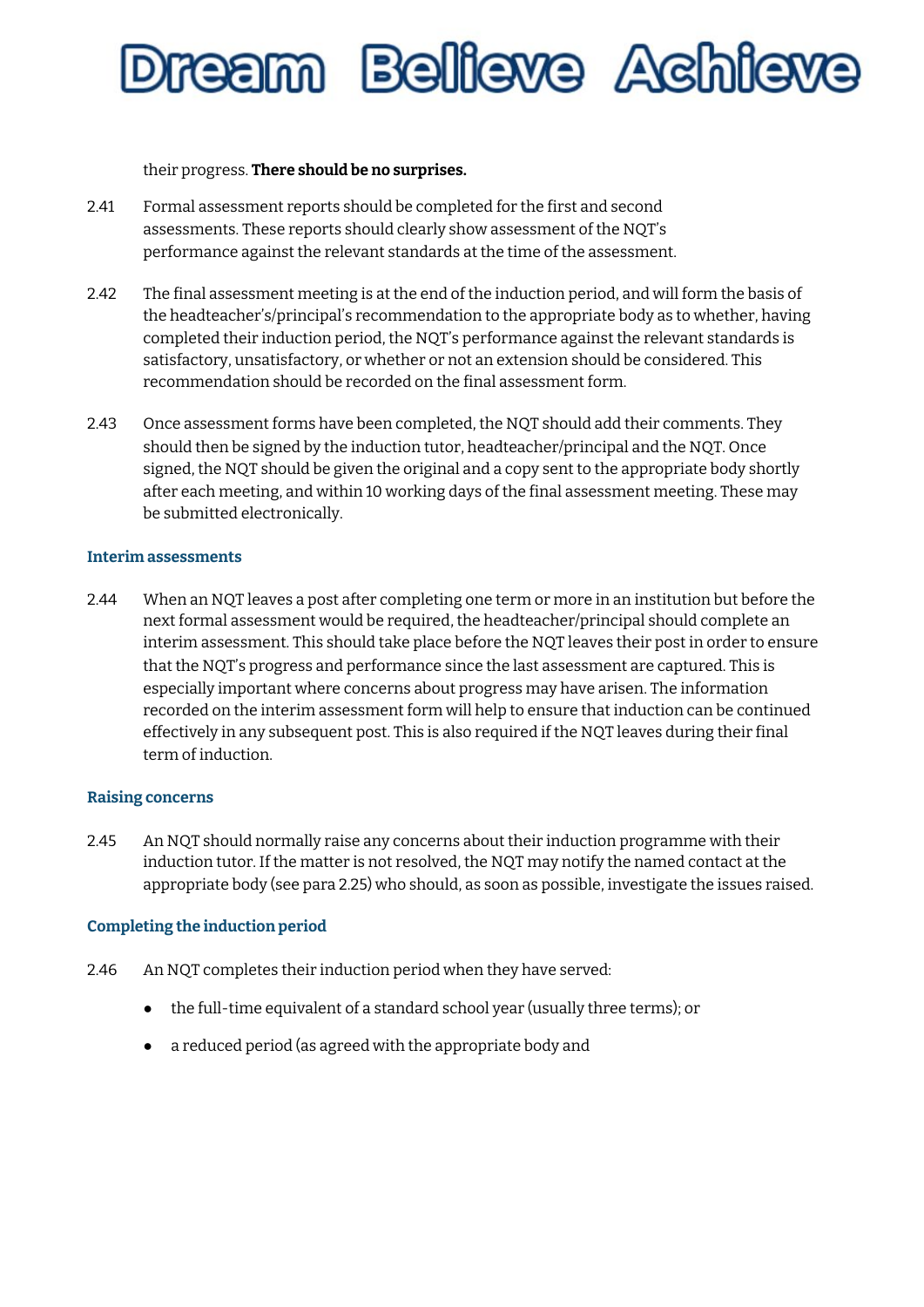their progress. **There should be no surprises.**

2.41 Formal assessment reports should be completed for the first and second assessments. These reports should clearly show assessment of the NQT's performance against the relevant standards at the time of the assessment.

2.42 The final assessment meeting is at the end of the induction period, and will form the basis of the headteacher's/principal's recommendation to the appropriate body as to whether, having completed their induction period, the NQT's performance against the relevant standards is satisfactory, unsatisfactory, or whether or not an extension should be considered. This recommendation should be recorded on the final assessment form.

2.43 Once assessment forms have been completed, the NQT should add their comments. They should then be signed by the induction tutor, headteacher/principal and the NQT. Once signed, the NQT should be given the original and a copy sent to the appropriate body shortly after each meeting, and within 10 working days of the final assessment meeting. These may be submitted electronically.

### Interim assessments

2.44 When an NQT leaves a post after completing one term or more in an institution but before the next formal assessment would be required, the headteacher/principal should complete an interim assessment. This should take place before the NQT leaves their post in order to ensure that the NQT's progress and performance since the last assessment are captured. This is especially important where concerns about progress may have arisen. The information recorded on the interim assessment form will help to ensure that induction can be continued effectively in any subsequent post. This is also required if the NQT leaves during their final term of induction.

### Raising concerns

2.45 An NQT should normally raise any concerns about their induction programme with their induction tutor. If the matter is not resolved, the NQT may notify the named contact at the appropriate body (see para 2.25) who should, as soon as possible, investigate the issues raised.

### Completing the induction period

2.46 An NQT completes their induction period when they have served:

- the full-time equivalent of a standard school year (usually three terms); or
- a reduced period (as agreed with the appropriate body and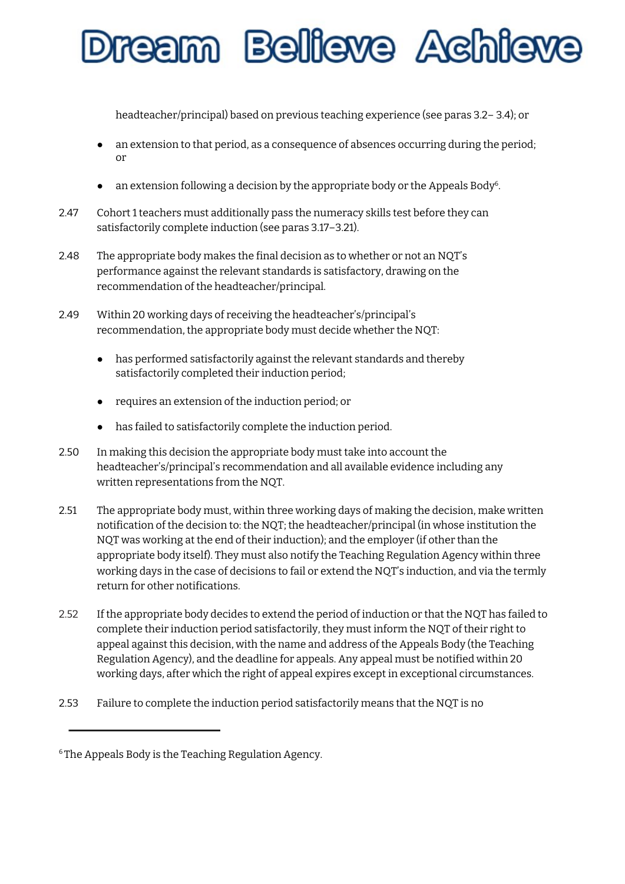headteacher/principal) based on previous teaching experience (see paras 3.2– 3.4); or

- an extension to that period, as a consequence of absences occurring during the period; or
- an extension following a decision by the appropriate body or the Appeals Body[6].

2.47 Cohort 1 teachers must additionally pass the numeracy skills test before they can satisfactorily complete induction (see paras 3.17–3.21).

2.48 The appropriate body makes the final decision as to whether or not an NQT's performance against the relevant standards is satisfactory, drawing on the recommendation of the headteacher/principal.

2.49 Within 20 working days of receiving the headteacher's/principal's recommendation, the appropriate body must decide whether the NQT:

- has performed satisfactorily against the relevant standards and thereby satisfactorily completed their induction period;
- requires an extension of the induction period; or
- has failed to satisfactorily complete the induction period.

2.50 In making this decision the appropriate body must take into account the headteacher's/principal's recommendation and all available evidence including any written representations from the NQT.

2.51 The appropriate body must, within three working days of making the decision, make written notification of the decision to: the NQT; the headteacher/principal (in whose institution the NQT was working at the end of their induction); and the employer (if other than the appropriate body itself). They must also notify the Teaching Regulation Agency within three working days in the case of decisions to fail or extend the NQT's induction, and via the termly return for other notifications.

2.52 If the appropriate body decides to extend the period of induction or that the NQT has failed to complete their induction period satisfactorily, they must inform the NQT of their right to appeal against this decision, with the name and address of the Appeals Body (the Teaching Regulation Agency), and the deadline for appeals. Any appeal must be notified within 20 working days, after which the right of appeal expires except in exceptional circumstances.

2.53 Failure to complete the induction period satisfactorily means that the NQT is no

---

[6] The Appeals Body is the Teaching Regulation Agency.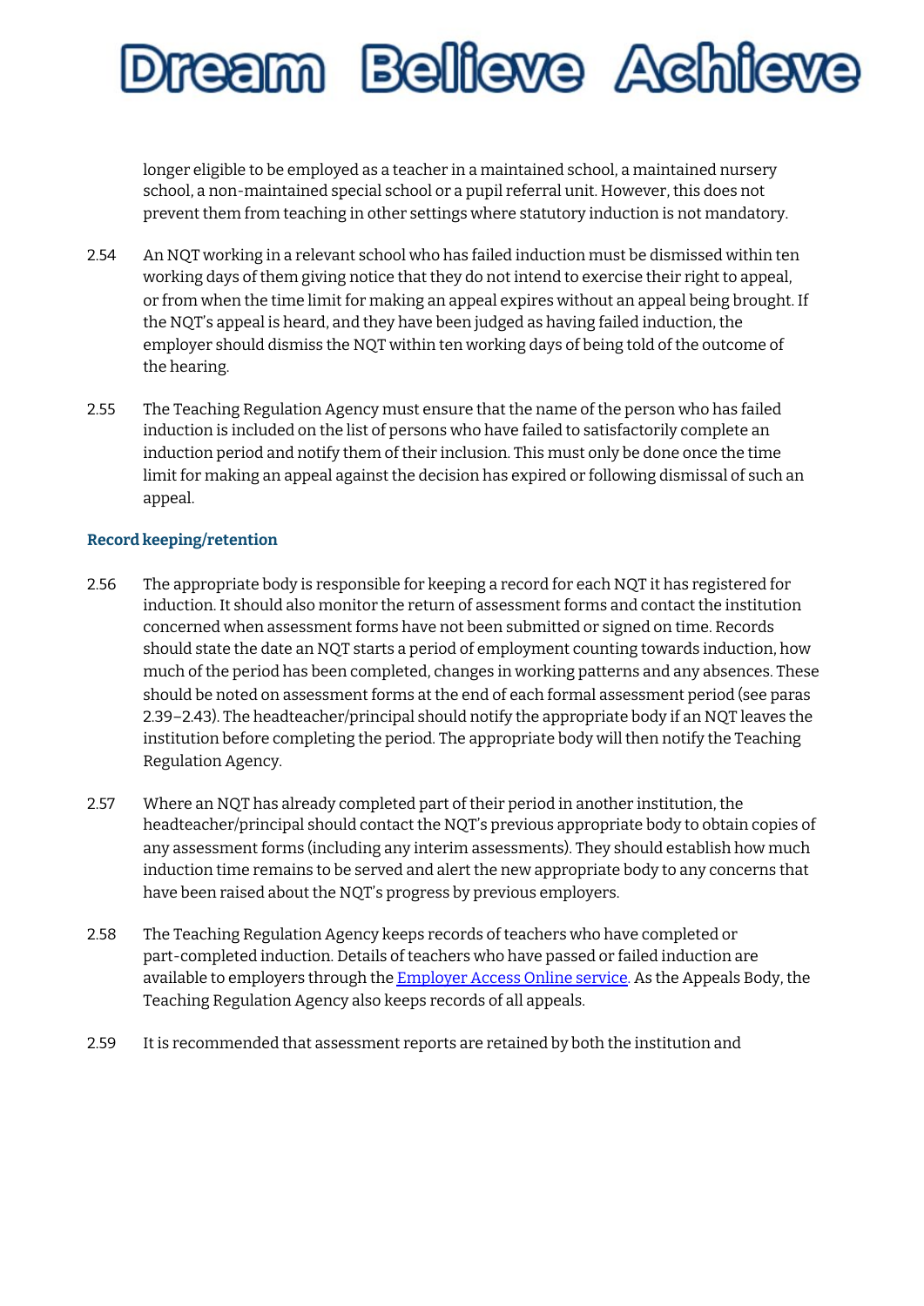longer eligible to be employed as a teacher in a maintained school, a maintained nursery school, a non-maintained special school or a pupil referral unit. However, this does not prevent them from teaching in other settings where statutory induction is not mandatory.

2.54 An NQT working in a relevant school who has failed induction must be dismissed within ten working days of them giving notice that they do not intend to exercise their right to appeal, or from when the time limit for making an appeal expires without an appeal being brought. If the NQT's appeal is heard, and they have been judged as having failed induction, the employer should dismiss the NQT within ten working days of being told of the outcome of the hearing.

2.55 The Teaching Regulation Agency must ensure that the name of the person who has failed induction is included on the list of persons who have failed to satisfactorily complete an induction period and notify them of their inclusion. This must only be done once the time limit for making an appeal against the decision has expired or following dismissal of such an appeal.

### Record keeping/retention

2.56 The appropriate body is responsible for keeping a record for each NQT it has registered for induction. It should also monitor the return of assessment forms and contact the institution concerned when assessment forms have not been submitted or signed on time. Records should state the date an NQT starts a period of employment counting towards induction, how much of the period has been completed, changes in working patterns and any absences. These should be noted on assessment forms at the end of each formal assessment period (see paras 2.39–2.43). The headteacher/principal should notify the appropriate body if an NQT leaves the institution before completing the period. The appropriate body will then notify the Teaching Regulation Agency.

2.57 Where an NQT has already completed part of their period in another institution, the headteacher/principal should contact the NQT's previous appropriate body to obtain copies of any assessment forms (including any interim assessments). They should establish how much induction time remains to be served and alert the new appropriate body to any concerns that have been raised about the NQT's progress by previous employers.

2.58 The Teaching Regulation Agency keeps records of teachers who have completed or part-completed induction. Details of teachers who have passed or failed induction are available to employers through the Employer Access Online service. As the Appeals Body, the Teaching Regulation Agency also keeps records of all appeals.

2.59 It is recommended that assessment reports are retained by both the institution and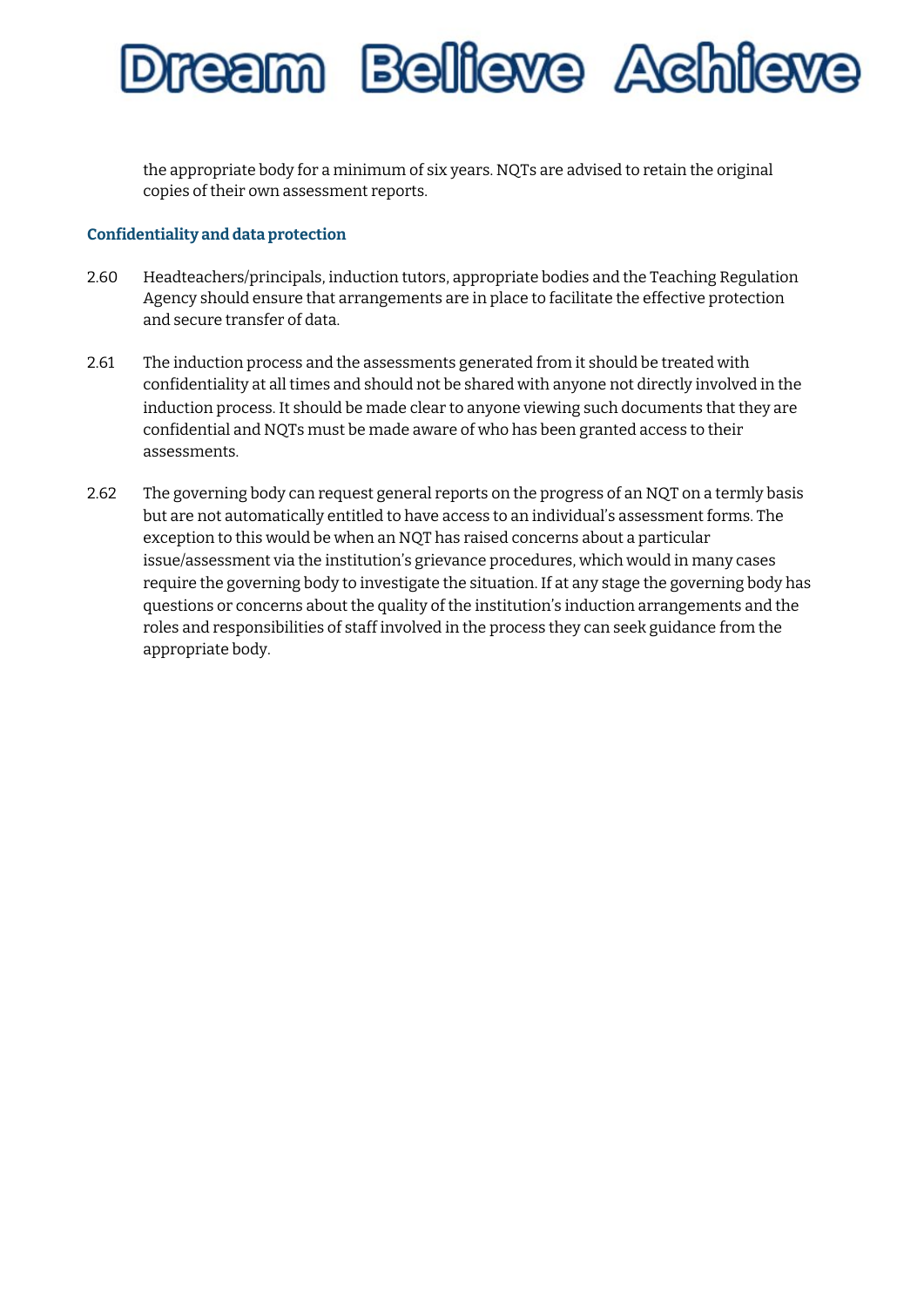the appropriate body for a minimum of six years. NQTs are advised to retain the original copies of their own assessment reports.

### Confidentiality and data protection

2.60 Headteachers/principals, induction tutors, appropriate bodies and the Teaching Regulation Agency should ensure that arrangements are in place to facilitate the effective protection and secure transfer of data.

2.61 The induction process and the assessments generated from it should be treated with confidentiality at all times and should not be shared with anyone not directly involved in the induction process. It should be made clear to anyone viewing such documents that they are confidential and NQTs must be made aware of who has been granted access to their assessments.

2.62 The governing body can request general reports on the progress of an NQT on a termly basis but are not automatically entitled to have access to an individual's assessment forms. The exception to this would be when an NQT has raised concerns about a particular issue/assessment via the institution's grievance procedures, which would in many cases require the governing body to investigate the situation. If at any stage the governing body has questions or concerns about the quality of the institution's induction arrangements and the roles and responsibilities of staff involved in the process they can seek guidance from the appropriate body.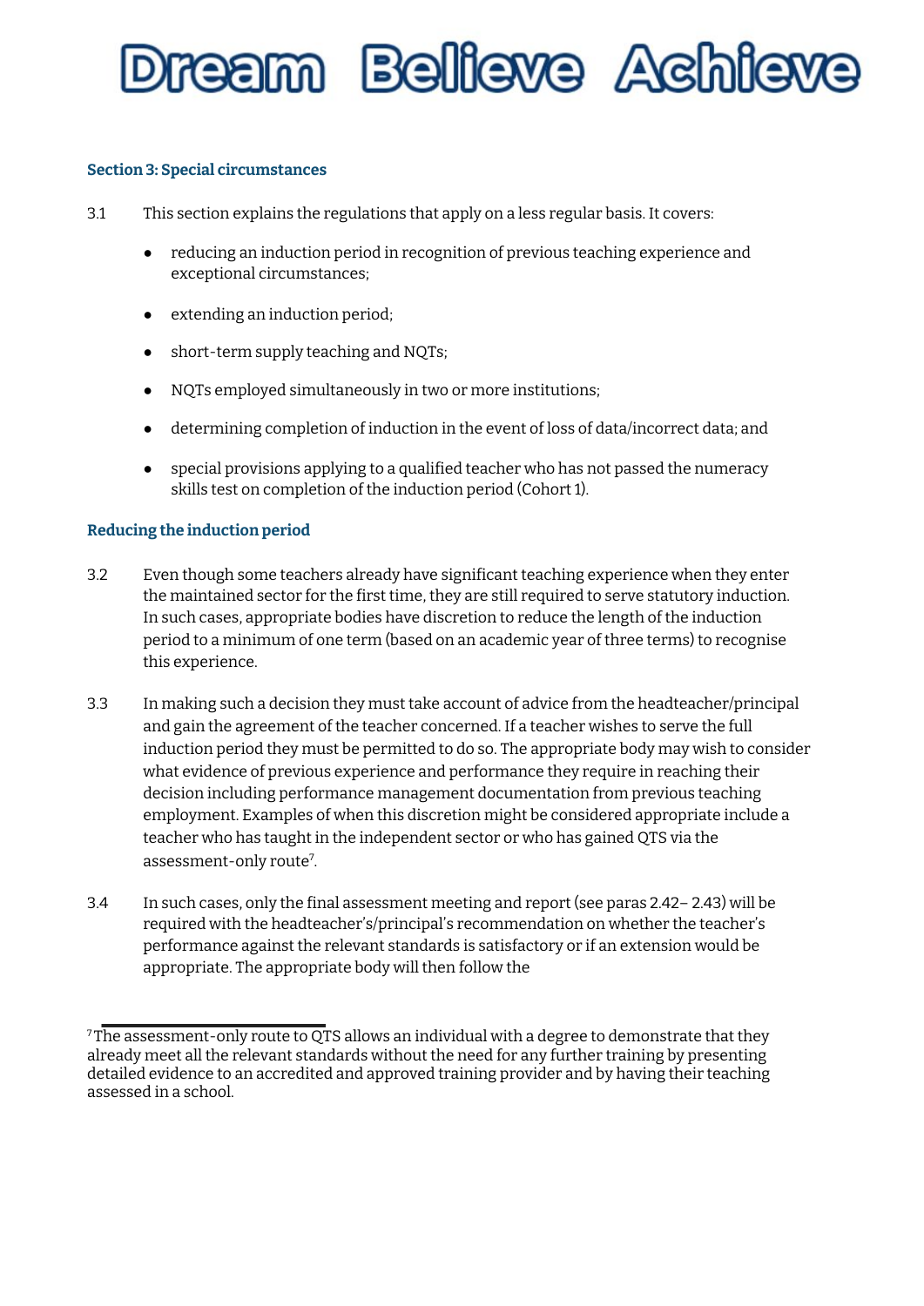### Section 3: Special circumstances

3.1 This section explains the regulations that apply on a less regular basis. It covers:

- reducing an induction period in recognition of previous teaching experience and exceptional circumstances;
- extending an induction period;
- short-term supply teaching and NQTs;
- NQTs employed simultaneously in two or more institutions;
- determining completion of induction in the event of loss of data/incorrect data; and
- special provisions applying to a qualified teacher who has not passed the numeracy skills test on completion of the induction period (Cohort 1).

#### Reducing the induction period

3.2 Even though some teachers already have significant teaching experience when they enter the maintained sector for the first time, they are still required to serve statutory induction. In such cases, appropriate bodies have discretion to reduce the length of the induction period to a minimum of one term (based on an academic year of three terms) to recognise this experience.

3.3 In making such a decision they must take account of advice from the headteacher/principal and gain the agreement of the teacher concerned. If a teacher wishes to serve the full induction period they must be permitted to do so. The appropriate body may wish to consider what evidence of previous experience and performance they require in reaching their decision including performance management documentation from previous teaching employment. Examples of when this discretion might be considered appropriate include a teacher who has taught in the independent sector or who has gained QTS via the assessment-only route[7].

3.4 In such cases, only the final assessment meeting and report (see paras 2.42– 2.43) will be required with the headteacher's/principal's recommendation on whether the teacher's performance against the relevant standards is satisfactory or if an extension would be appropriate. The appropriate body will then follow the

[7] The assessment-only route to QTS allows an individual with a degree to demonstrate that they already meet all the relevant standards without the need for any further training by presenting detailed evidence to an accredited and approved training provider and by having their teaching assessed in a school.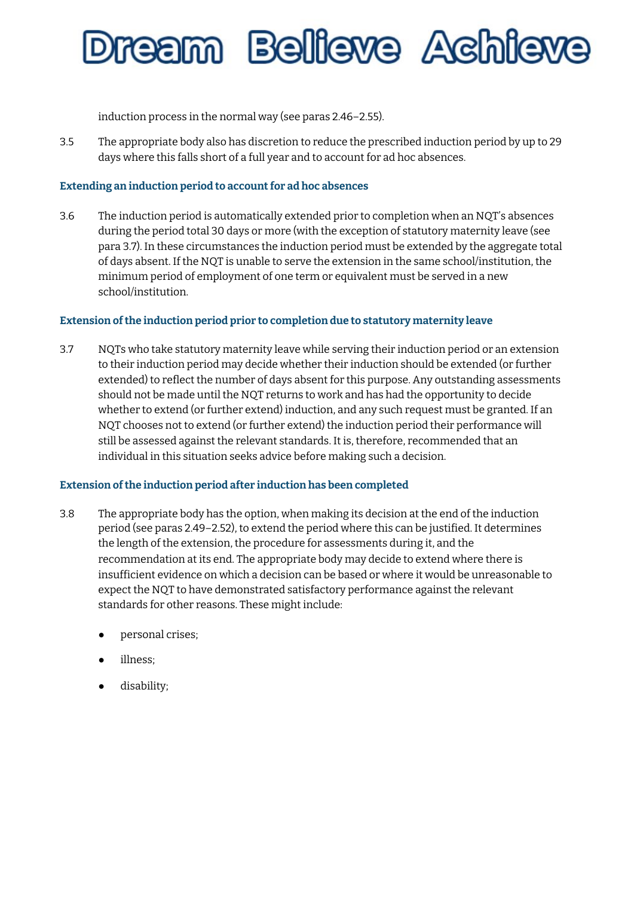induction process in the normal way (see paras 2.46–2.55).

3.5 The appropriate body also has discretion to reduce the prescribed induction period by up to 29 days where this falls short of a full year and to account for ad hoc absences.

### Extending an induction period to account for ad hoc absences

3.6 The induction period is automatically extended prior to completion when an NQT's absences during the period total 30 days or more (with the exception of statutory maternity leave (see para 3.7). In these circumstances the induction period must be extended by the aggregate total of days absent. If the NQT is unable to serve the extension in the same school/institution, the minimum period of employment of one term or equivalent must be served in a new school/institution.

### Extension of the induction period prior to completion due to statutory maternity leave

3.7 NQTs who take statutory maternity leave while serving their induction period or an extension to their induction period may decide whether their induction should be extended (or further extended) to reflect the number of days absent for this purpose. Any outstanding assessments should not be made until the NQT returns to work and has had the opportunity to decide whether to extend (or further extend) induction, and any such request must be granted. If an NQT chooses not to extend (or further extend) the induction period their performance will still be assessed against the relevant standards. It is, therefore, recommended that an individual in this situation seeks advice before making such a decision.

### Extension of the induction period after induction has been completed

3.8 The appropriate body has the option, when making its decision at the end of the induction period (see paras 2.49–2.52), to extend the period where this can be justified. It determines the length of the extension, the procedure for assessments during it, and the recommendation at its end. The appropriate body may decide to extend where there is insufficient evidence on which a decision can be based or where it would be unreasonable to expect the NQT to have demonstrated satisfactory performance against the relevant standards for other reasons. These might include:

- personal crises;
- illness;
- disability;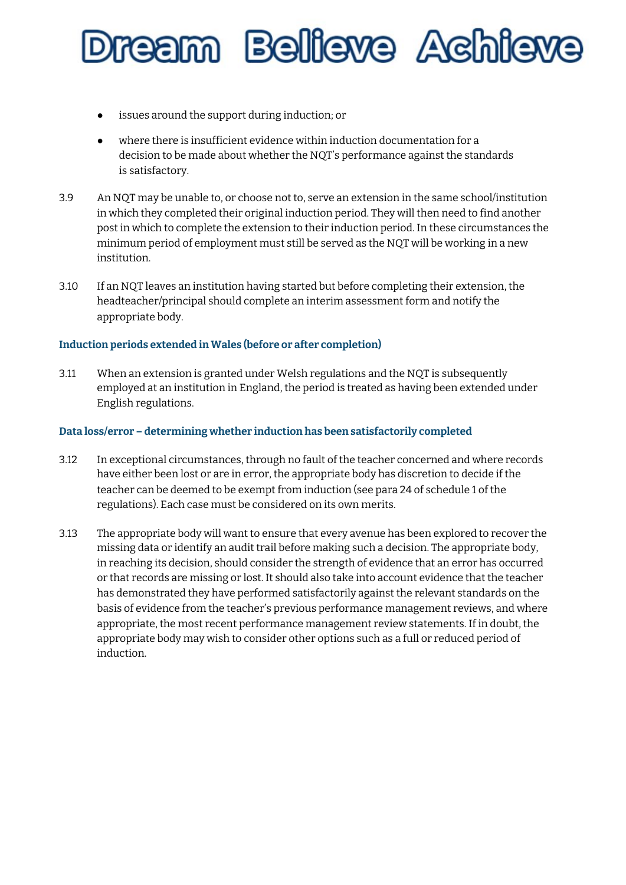- issues around the support during induction; or
- where there is insufficient evidence within induction documentation for a decision to be made about whether the NQT's performance against the standards is satisfactory.

3.9 An NQT may be unable to, or choose not to, serve an extension in the same school/institution in which they completed their original induction period. They will then need to find another post in which to complete the extension to their induction period. In these circumstances the minimum period of employment must still be served as the NQT will be working in a new institution.

3.10 If an NQT leaves an institution having started but before completing their extension, the headteacher/principal should complete an interim assessment form and notify the appropriate body.

### Induction periods extended in Wales (before or after completion)

3.11 When an extension is granted under Welsh regulations and the NQT is subsequently employed at an institution in England, the period is treated as having been extended under English regulations.

### Data loss/error – determining whether induction has been satisfactorily completed

3.12 In exceptional circumstances, through no fault of the teacher concerned and where records have either been lost or are in error, the appropriate body has discretion to decide if the teacher can be deemed to be exempt from induction (see para 24 of schedule 1 of the regulations). Each case must be considered on its own merits.

3.13 The appropriate body will want to ensure that every avenue has been explored to recover the missing data or identify an audit trail before making such a decision. The appropriate body, in reaching its decision, should consider the strength of evidence that an error has occurred or that records are missing or lost. It should also take into account evidence that the teacher has demonstrated they have performed satisfactorily against the relevant standards on the basis of evidence from the teacher's previous performance management reviews, and where appropriate, the most recent performance management review statements. If in doubt, the appropriate body may wish to consider other options such as a full or reduced period of induction.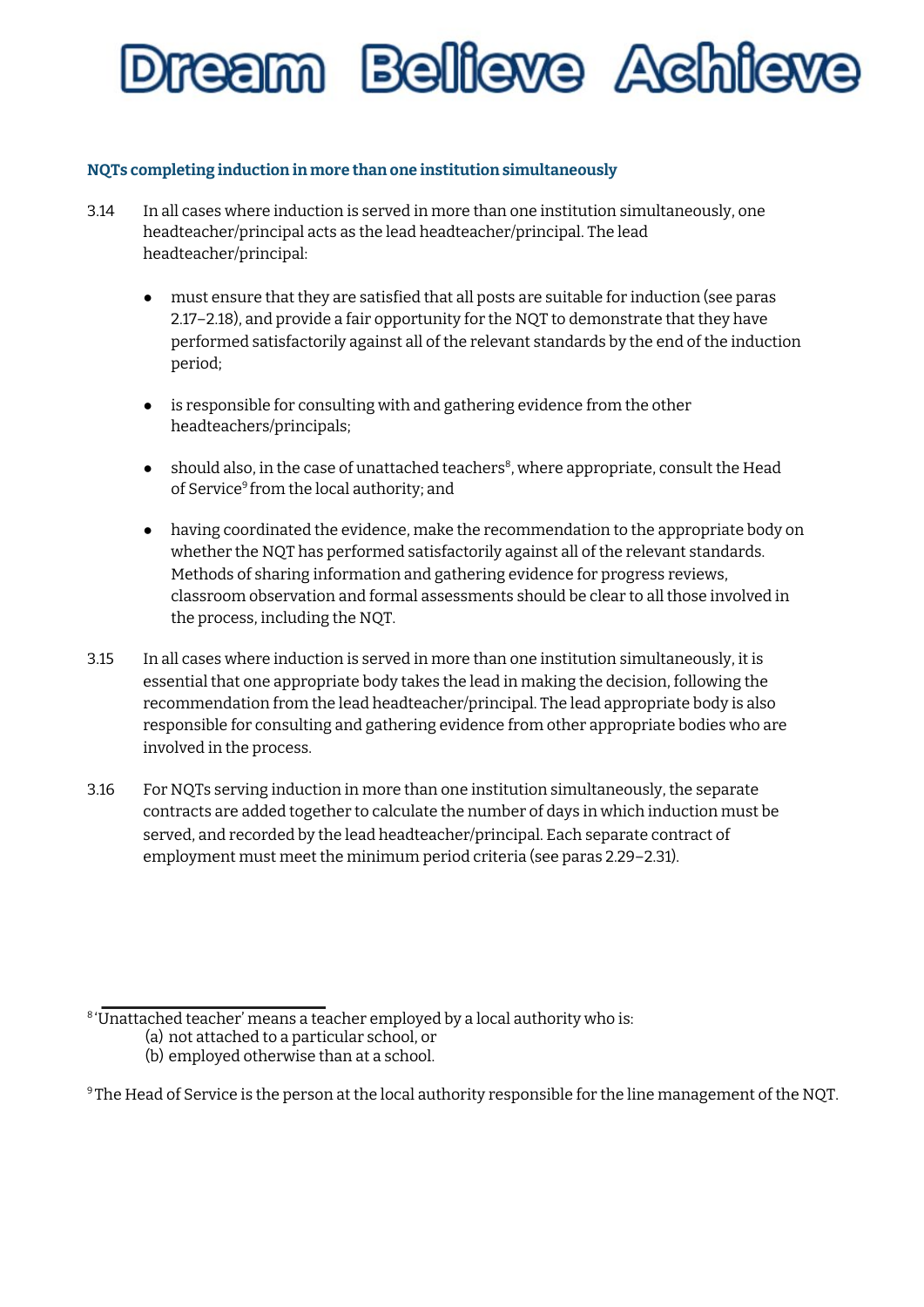### NQTs completing induction in more than one institution simultaneously

3.14 In all cases where induction is served in more than one institution simultaneously, one headteacher/principal acts as the lead headteacher/principal. The lead headteacher/principal:

- must ensure that they are satisfied that all posts are suitable for induction (see paras 2.17–2.18), and provide a fair opportunity for the NQT to demonstrate that they have performed satisfactorily against all of the relevant standards by the end of the induction period;
- is responsible for consulting with and gathering evidence from the other headteachers/principals;
- should also, in the case of unattached teachers[8], where appropriate, consult the Head of Service[9] from the local authority; and
- having coordinated the evidence, make the recommendation to the appropriate body on whether the NQT has performed satisfactorily against all of the relevant standards. Methods of sharing information and gathering evidence for progress reviews, classroom observation and formal assessments should be clear to all those involved in the process, including the NQT.

3.15 In all cases where induction is served in more than one institution simultaneously, it is essential that one appropriate body takes the lead in making the decision, following the recommendation from the lead headteacher/principal. The lead appropriate body is also responsible for consulting and gathering evidence from other appropriate bodies who are involved in the process.

3.16 For NQTs serving induction in more than one institution simultaneously, the separate contracts are added together to calculate the number of days in which induction must be served, and recorded by the lead headteacher/principal. Each separate contract of employment must meet the minimum period criteria (see paras 2.29–2.31).

---

[8] 'Unattached teacher' means a teacher employed by a local authority who is:
(a) not attached to a particular school, or
(b) employed otherwise than at a school.

[9] The Head of Service is the person at the local authority responsible for the line management of the NQT.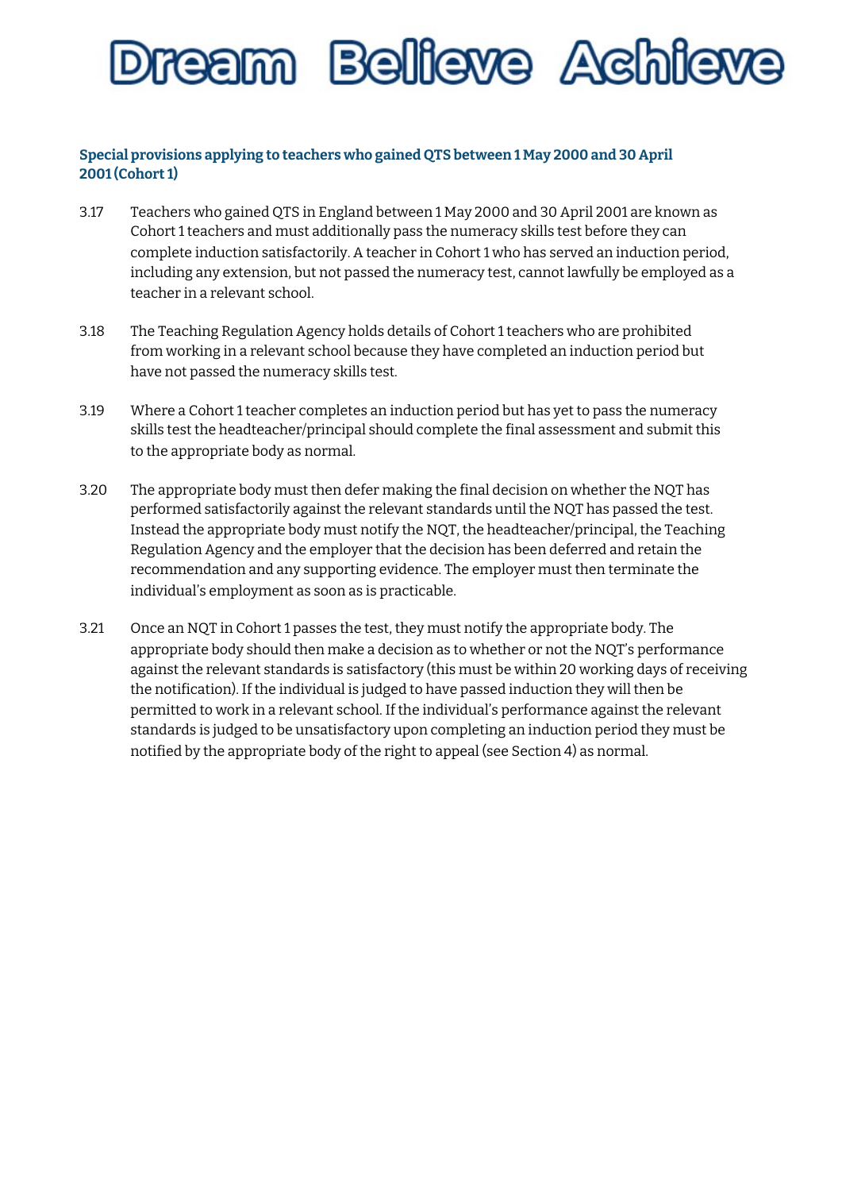### Special provisions applying to teachers who gained QTS between 1 May 2000 and 30 April 2001 (Cohort 1)

3.17 Teachers who gained QTS in England between 1 May 2000 and 30 April 2001 are known as Cohort 1 teachers and must additionally pass the numeracy skills test before they can complete induction satisfactorily. A teacher in Cohort 1 who has served an induction period, including any extension, but not passed the numeracy test, cannot lawfully be employed as a teacher in a relevant school.

3.18 The Teaching Regulation Agency holds details of Cohort 1 teachers who are prohibited from working in a relevant school because they have completed an induction period but have not passed the numeracy skills test.

3.19 Where a Cohort 1 teacher completes an induction period but has yet to pass the numeracy skills test the headteacher/principal should complete the final assessment and submit this to the appropriate body as normal.

3.20 The appropriate body must then defer making the final decision on whether the NQT has performed satisfactorily against the relevant standards until the NQT has passed the test. Instead the appropriate body must notify the NQT, the headteacher/principal, the Teaching Regulation Agency and the employer that the decision has been deferred and retain the recommendation and any supporting evidence. The employer must then terminate the individual's employment as soon as is practicable.

3.21 Once an NQT in Cohort 1 passes the test, they must notify the appropriate body. The appropriate body should then make a decision as to whether or not the NQT's performance against the relevant standards is satisfactory (this must be within 20 working days of receiving the notification). If the individual is judged to have passed induction they will then be permitted to work in a relevant school. If the individual's performance against the relevant standards is judged to be unsatisfactory upon completing an induction period they must be notified by the appropriate body of the right to appeal (see Section 4) as normal.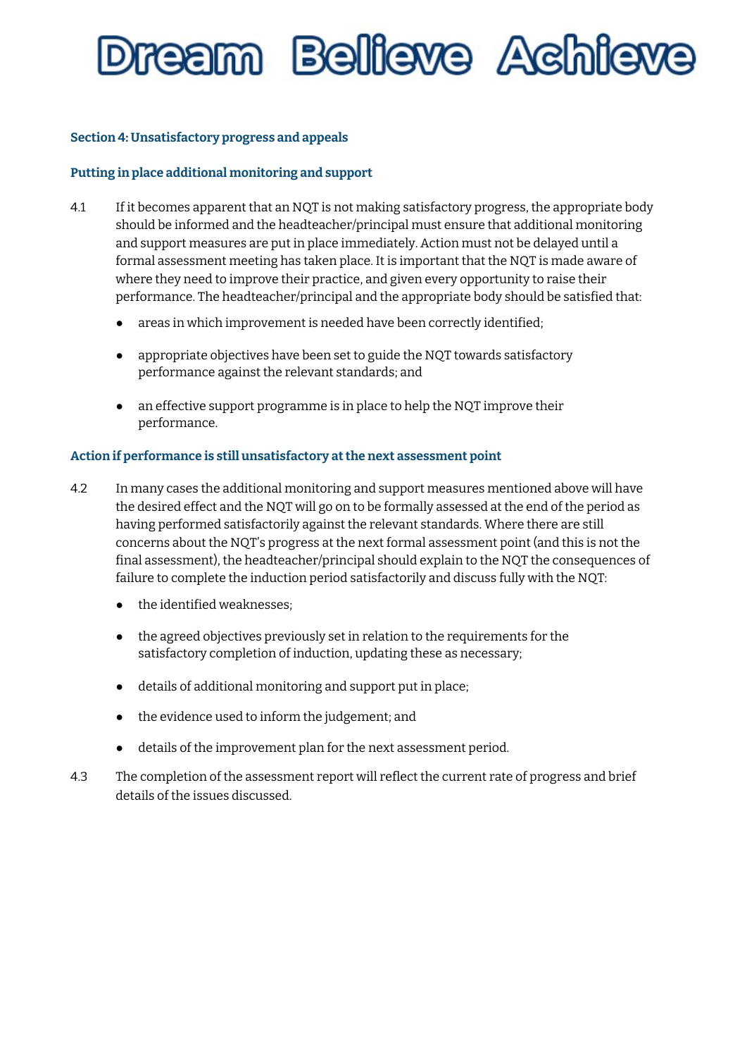## Section 4: Unsatisfactory progress and appeals

### Putting in place additional monitoring and support

4.1 If it becomes apparent that an NQT is not making satisfactory progress, the appropriate body should be informed and the headteacher/principal must ensure that additional monitoring and support measures are put in place immediately. Action must not be delayed until a formal assessment meeting has taken place. It is important that the NQT is made aware of where they need to improve their practice, and given every opportunity to raise their performance. The headteacher/principal and the appropriate body should be satisfied that:

- areas in which improvement is needed have been correctly identified;
- appropriate objectives have been set to guide the NQT towards satisfactory performance against the relevant standards; and
- an effective support programme is in place to help the NQT improve their performance.

### Action if performance is still unsatisfactory at the next assessment point

4.2 In many cases the additional monitoring and support measures mentioned above will have the desired effect and the NQT will go on to be formally assessed at the end of the period as having performed satisfactorily against the relevant standards. Where there are still concerns about the NQT's progress at the next formal assessment point (and this is not the final assessment), the headteacher/principal should explain to the NQT the consequences of failure to complete the induction period satisfactorily and discuss fully with the NQT:

- the identified weaknesses;
- the agreed objectives previously set in relation to the requirements for the satisfactory completion of induction, updating these as necessary;
- details of additional monitoring and support put in place;
- the evidence used to inform the judgement; and
- details of the improvement plan for the next assessment period.

4.3 The completion of the assessment report will reflect the current rate of progress and brief details of the issues discussed.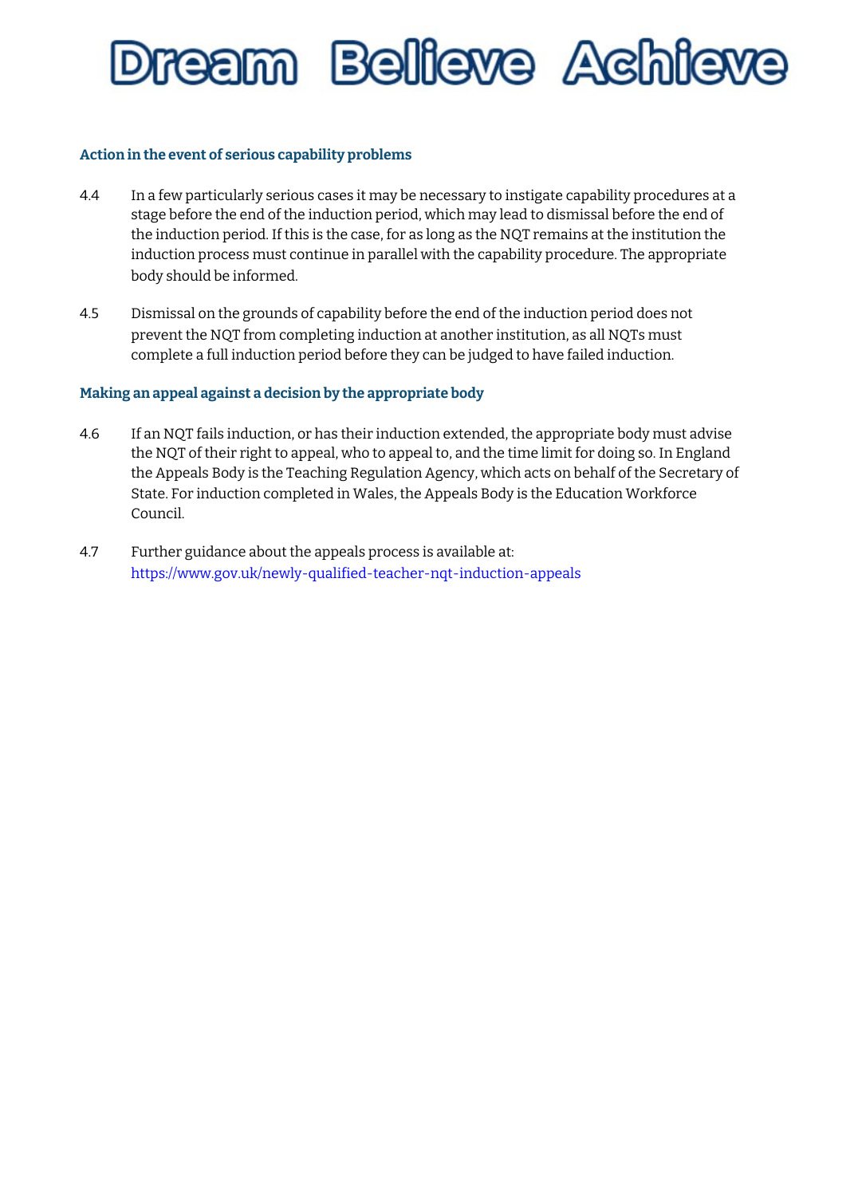### Action in the event of serious capability problems

4.4 In a few particularly serious cases it may be necessary to instigate capability procedures at a stage before the end of the induction period, which may lead to dismissal before the end of the induction period. If this is the case, for as long as the NQT remains at the institution the induction process must continue in parallel with the capability procedure. The appropriate body should be informed.

4.5 Dismissal on the grounds of capability before the end of the induction period does not prevent the NQT from completing induction at another institution, as all NQTs must complete a full induction period before they can be judged to have failed induction.

### Making an appeal against a decision by the appropriate body

4.6 If an NQT fails induction, or has their induction extended, the appropriate body must advise the NQT of their right to appeal, who to appeal to, and the time limit for doing so. In England the Appeals Body is the Teaching Regulation Agency, which acts on behalf of the Secretary of State. For induction completed in Wales, the Appeals Body is the Education Workforce Council.

4.7 Further guidance about the appeals process is available at:
https://www.gov.uk/newly-qualified-teacher-nqt-induction-appeals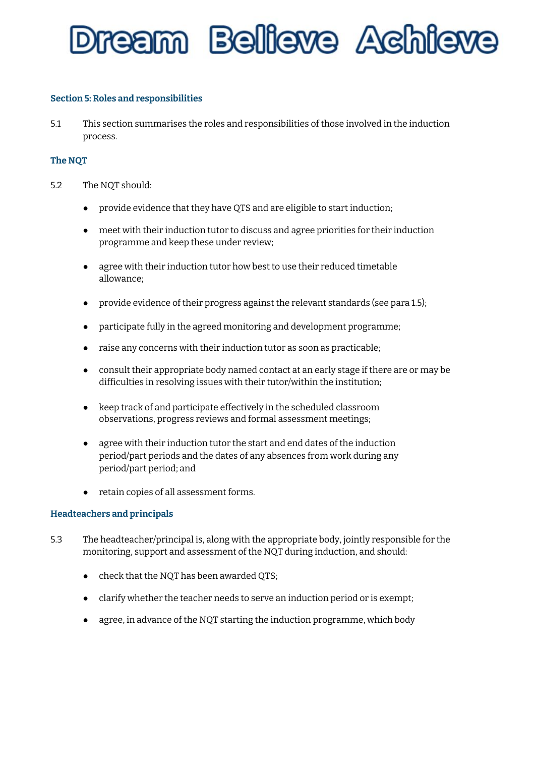### Section 5: Roles and responsibilities

5.1 This section summarises the roles and responsibilities of those involved in the induction process.

#### The NQT

5.2 The NQT should:

- provide evidence that they have QTS and are eligible to start induction;
- meet with their induction tutor to discuss and agree priorities for their induction programme and keep these under review;
- agree with their induction tutor how best to use their reduced timetable allowance;
- provide evidence of their progress against the relevant standards (see para 1.5);
- participate fully in the agreed monitoring and development programme;
- raise any concerns with their induction tutor as soon as practicable;
- consult their appropriate body named contact at an early stage if there are or may be difficulties in resolving issues with their tutor/within the institution;
- keep track of and participate effectively in the scheduled classroom observations, progress reviews and formal assessment meetings;
- agree with their induction tutor the start and end dates of the induction period/part periods and the dates of any absences from work during any period/part period; and
- retain copies of all assessment forms.

#### Headteachers and principals

5.3 The headteacher/principal is, along with the appropriate body, jointly responsible for the monitoring, support and assessment of the NQT during induction, and should:

- check that the NQT has been awarded QTS;
- clarify whether the teacher needs to serve an induction period or is exempt;
- agree, in advance of the NQT starting the induction programme, which body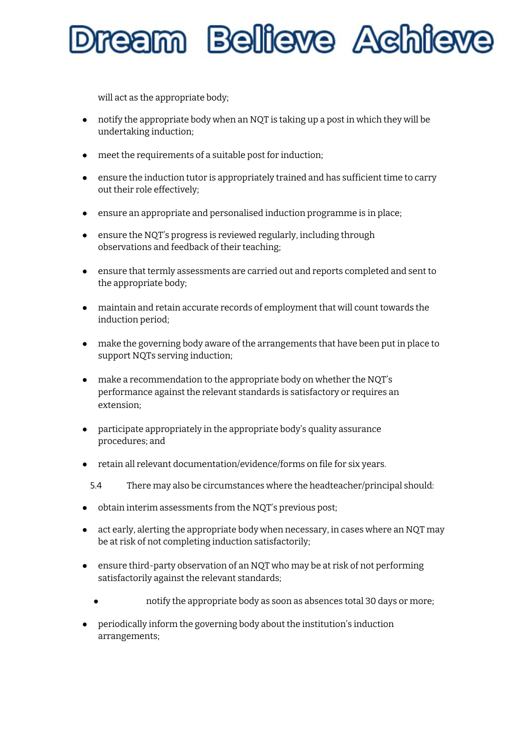will act as the appropriate body;

- notify the appropriate body when an NQT is taking up a post in which they will be undertaking induction;
- meet the requirements of a suitable post for induction;
- ensure the induction tutor is appropriately trained and has sufficient time to carry out their role effectively;
- ensure an appropriate and personalised induction programme is in place;
- ensure the NQT's progress is reviewed regularly, including through observations and feedback of their teaching;
- ensure that termly assessments are carried out and reports completed and sent to the appropriate body;
- maintain and retain accurate records of employment that will count towards the induction period;
- make the governing body aware of the arrangements that have been put in place to support NQTs serving induction;
- make a recommendation to the appropriate body on whether the NQT's performance against the relevant standards is satisfactory or requires an extension;
- participate appropriately in the appropriate body's quality assurance procedures; and
- retain all relevant documentation/evidence/forms on file for six years.

5.4 There may also be circumstances where the headteacher/principal should:

- obtain interim assessments from the NQT's previous post;
- act early, alerting the appropriate body when necessary, in cases where an NQT may be at risk of not completing induction satisfactorily;
- ensure third-party observation of an NQT who may be at risk of not performing satisfactorily against the relevant standards;
- notify the appropriate body as soon as absences total 30 days or more;
- periodically inform the governing body about the institution's induction arrangements;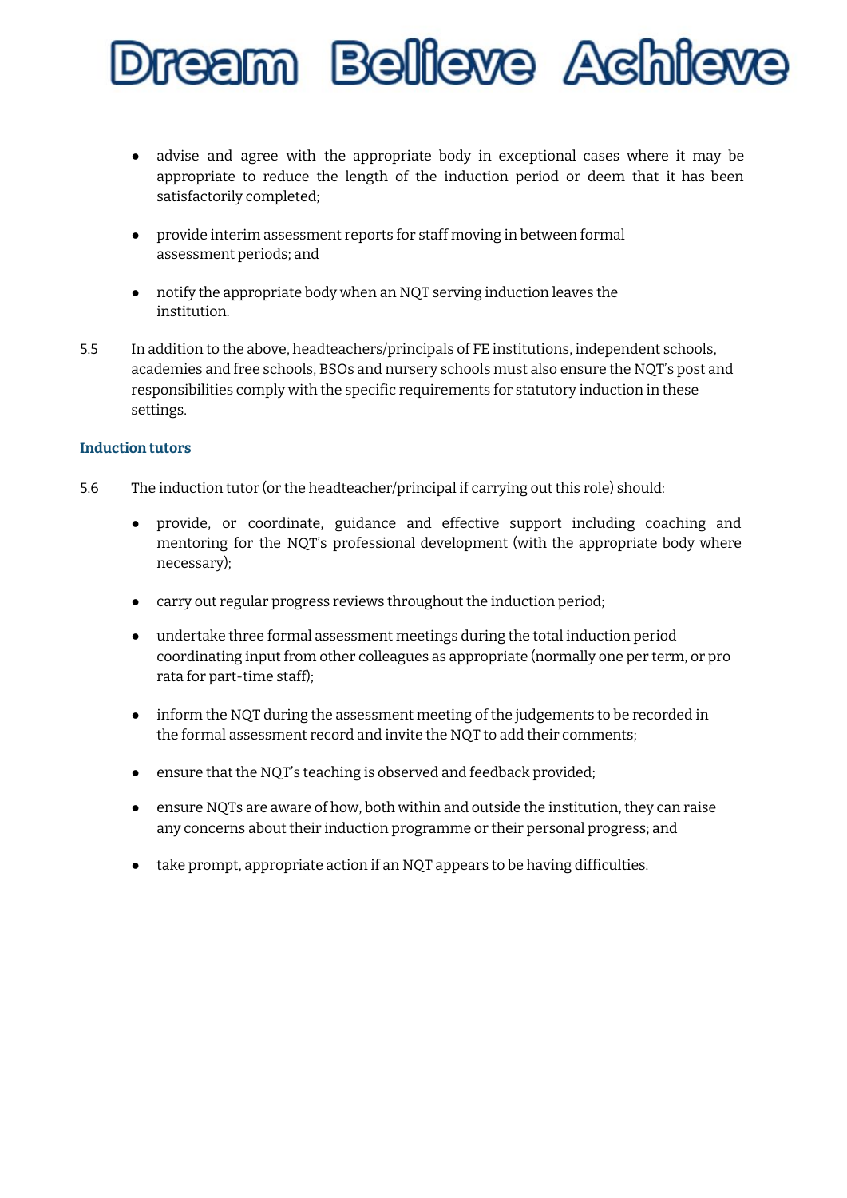- advise and agree with the appropriate body in exceptional cases where it may be appropriate to reduce the length of the induction period or deem that it has been satisfactorily completed;

- provide interim assessment reports for staff moving in between formal assessment periods; and

- notify the appropriate body when an NQT serving induction leaves the institution.

5.5 In addition to the above, headteachers/principals of FE institutions, independent schools, academies and free schools, BSOs and nursery schools must also ensure the NQT's post and responsibilities comply with the specific requirements for statutory induction in these settings.

### Induction tutors

5.6 The induction tutor (or the headteacher/principal if carrying out this role) should:

- provide, or coordinate, guidance and effective support including coaching and mentoring for the NQT's professional development (with the appropriate body where necessary);

- carry out regular progress reviews throughout the induction period;

- undertake three formal assessment meetings during the total induction period coordinating input from other colleagues as appropriate (normally one per term, or pro rata for part-time staff);

- inform the NQT during the assessment meeting of the judgements to be recorded in the formal assessment record and invite the NQT to add their comments;

- ensure that the NQT's teaching is observed and feedback provided;

- ensure NQTs are aware of how, both within and outside the institution, they can raise any concerns about their induction programme or their personal progress; and

- take prompt, appropriate action if an NQT appears to be having difficulties.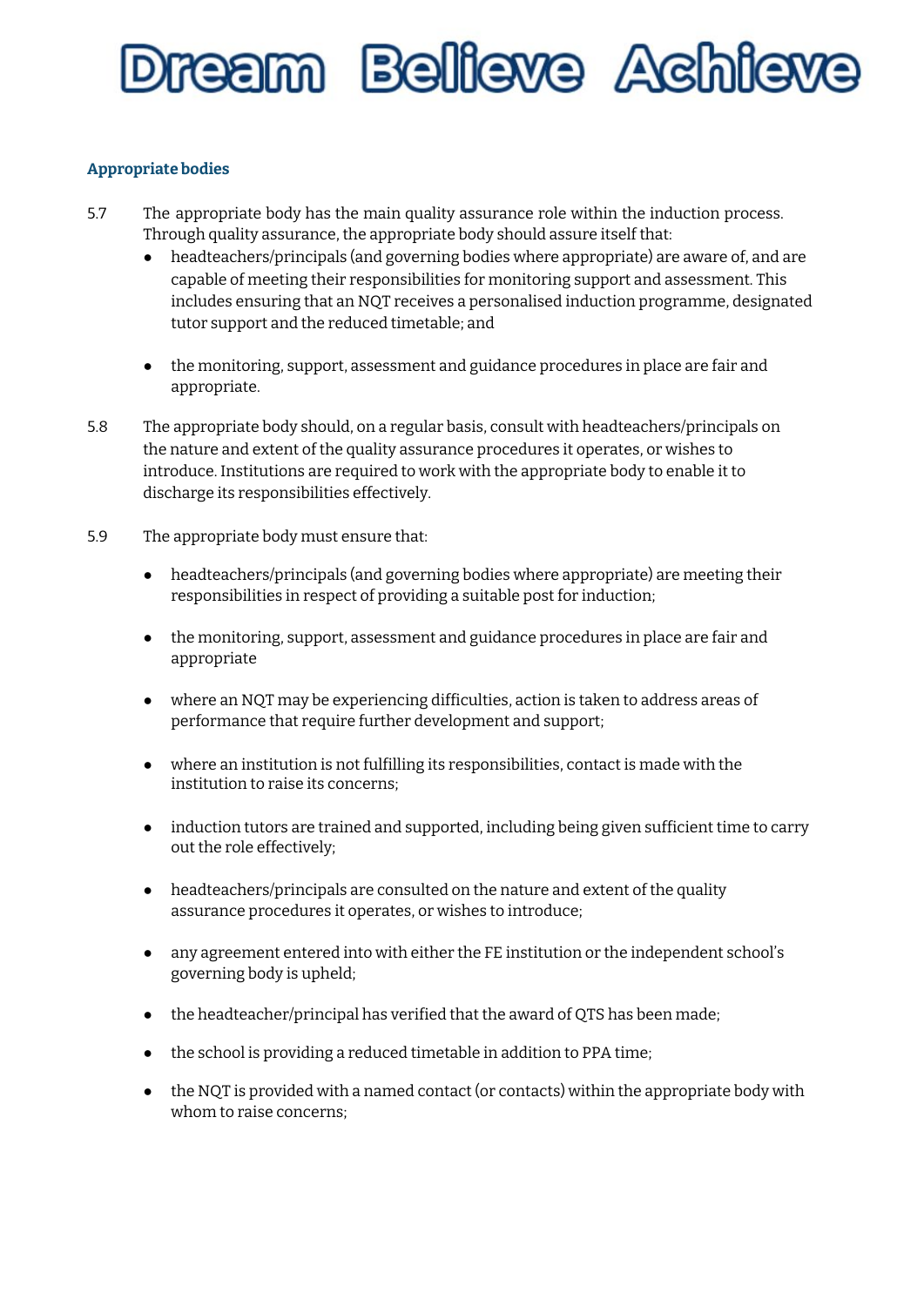### Appropriate bodies

5.7 The appropriate body has the main quality assurance role within the induction process. Through quality assurance, the appropriate body should assure itself that:

- headteachers/principals (and governing bodies where appropriate) are aware of, and are capable of meeting their responsibilities for monitoring support and assessment. This includes ensuring that an NQT receives a personalised induction programme, designated tutor support and the reduced timetable; and
- the monitoring, support, assessment and guidance procedures in place are fair and appropriate.

5.8 The appropriate body should, on a regular basis, consult with headteachers/principals on the nature and extent of the quality assurance procedures it operates, or wishes to introduce. Institutions are required to work with the appropriate body to enable it to discharge its responsibilities effectively.

5.9 The appropriate body must ensure that:

- headteachers/principals (and governing bodies where appropriate) are meeting their responsibilities in respect of providing a suitable post for induction;
- the monitoring, support, assessment and guidance procedures in place are fair and appropriate
- where an NQT may be experiencing difficulties, action is taken to address areas of performance that require further development and support;
- where an institution is not fulfilling its responsibilities, contact is made with the institution to raise its concerns;
- induction tutors are trained and supported, including being given sufficient time to carry out the role effectively;
- headteachers/principals are consulted on the nature and extent of the quality assurance procedures it operates, or wishes to introduce;
- any agreement entered into with either the FE institution or the independent school's governing body is upheld;
- the headteacher/principal has verified that the award of QTS has been made;
- the school is providing a reduced timetable in addition to PPA time;
- the NQT is provided with a named contact (or contacts) within the appropriate body with whom to raise concerns;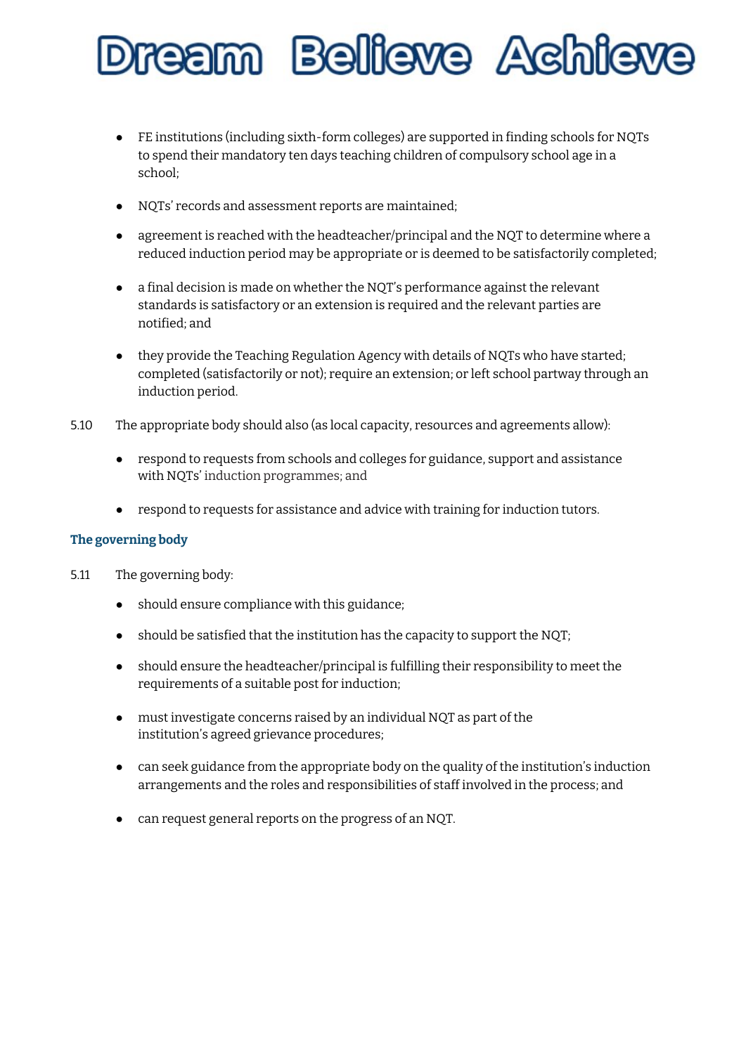- FE institutions (including sixth-form colleges) are supported in finding schools for NQTs to spend their mandatory ten days teaching children of compulsory school age in a school;

- NQTs' records and assessment reports are maintained;

- agreement is reached with the headteacher/principal and the NQT to determine where a reduced induction period may be appropriate or is deemed to be satisfactorily completed;

- a final decision is made on whether the NQT's performance against the relevant standards is satisfactory or an extension is required and the relevant parties are notified; and

- they provide the Teaching Regulation Agency with details of NQTs who have started; completed (satisfactorily or not); require an extension; or left school partway through an induction period.

5.10 The appropriate body should also (as local capacity, resources and agreements allow):

- respond to requests from schools and colleges for guidance, support and assistance with NQTs' induction programmes; and

- respond to requests for assistance and advice with training for induction tutors.

### The governing body

5.11 The governing body:

- should ensure compliance with this guidance;

- should be satisfied that the institution has the capacity to support the NQT;

- should ensure the headteacher/principal is fulfilling their responsibility to meet the requirements of a suitable post for induction;

- must investigate concerns raised by an individual NQT as part of the institution's agreed grievance procedures;

- can seek guidance from the appropriate body on the quality of the institution's induction arrangements and the roles and responsibilities of staff involved in the process; and

- can request general reports on the progress of an NQT.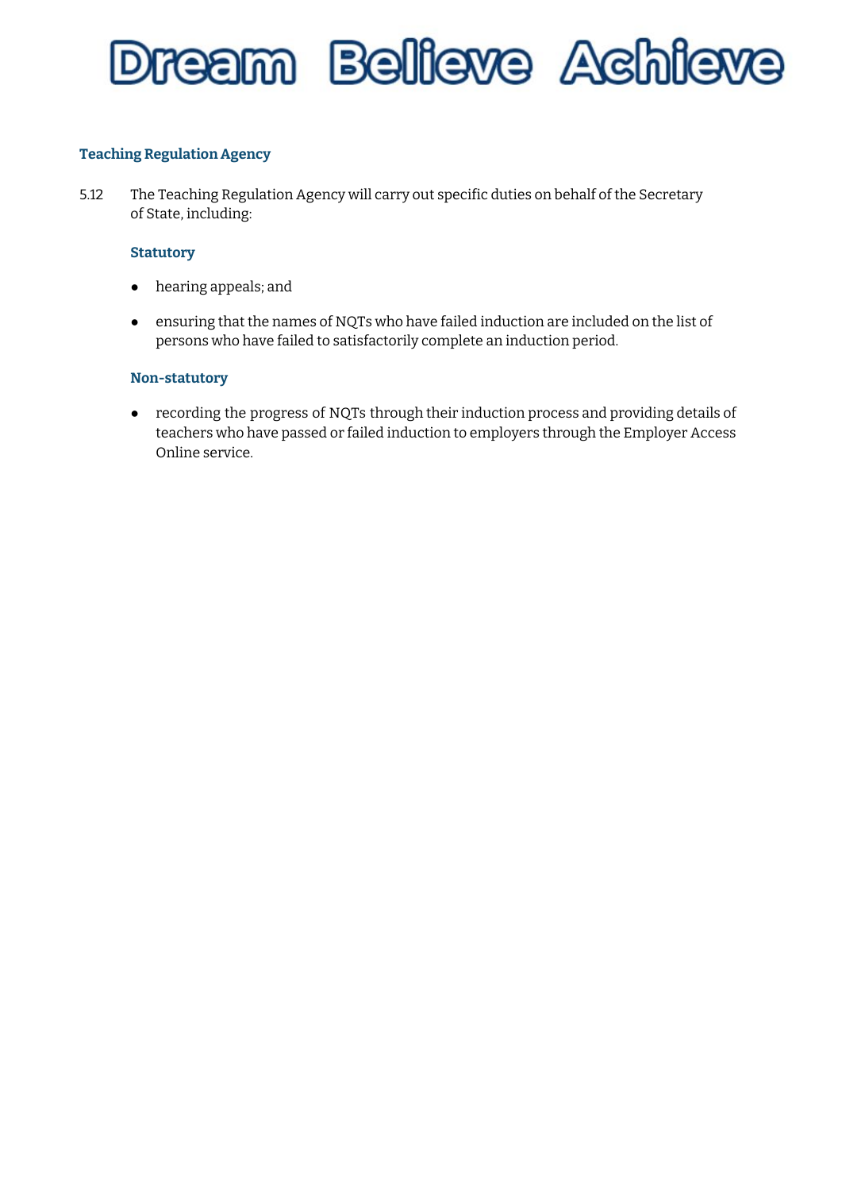### Teaching Regulation Agency

5.12 The Teaching Regulation Agency will carry out specific duties on behalf of the Secretary of State, including:

**Statutory**

- hearing appeals; and
- ensuring that the names of NQTs who have failed induction are included on the list of persons who have failed to satisfactorily complete an induction period.

**Non-statutory**

- recording the progress of NQTs through their induction process and providing details of teachers who have passed or failed induction to employers through the Employer Access Online service.